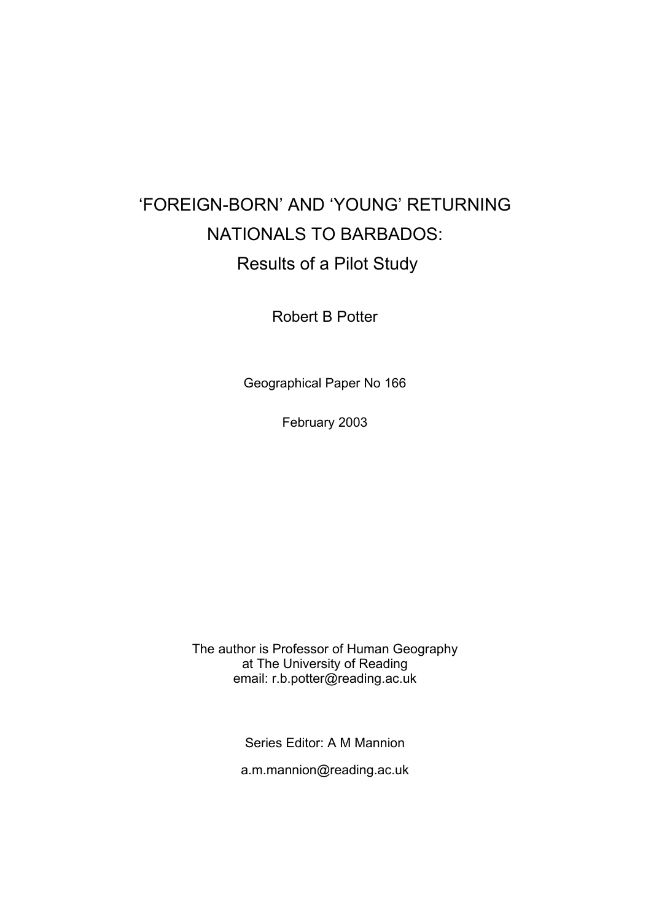# 'FOREIGN-BORN' AND 'YOUNG' RETURNING NATIONALS TO BARBADOS:

## Results of a Pilot Study

Robert B Potter

Geographical Paper No 166

February 2003

The author is Professor of Human Geography at The University of Reading
email: r.b.potter@reading.ac.uk

Series Editor: A M Mannion

a.m.mannion@reading.ac.uk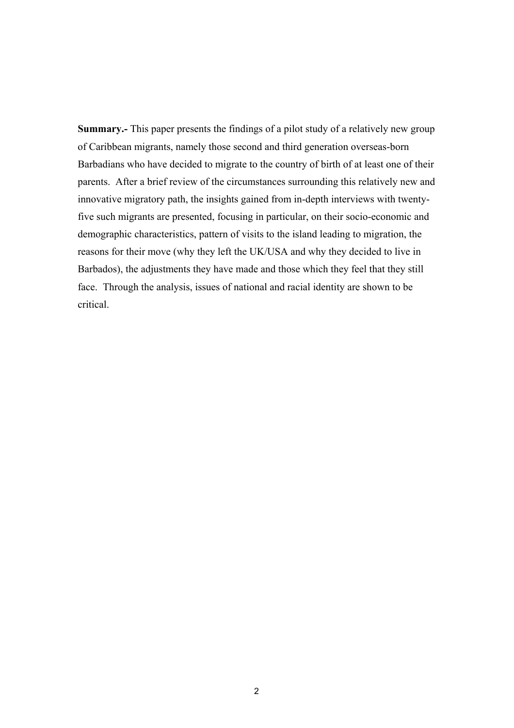**Summary.-** This paper presents the findings of a pilot study of a relatively new group of Caribbean migrants, namely those second and third generation overseas-born Barbadians who have decided to migrate to the country of birth of at least one of their parents. After a brief review of the circumstances surrounding this relatively new and innovative migratory path, the insights gained from in-depth interviews with twenty-five such migrants are presented, focusing in particular, on their socio-economic and demographic characteristics, pattern of visits to the island leading to migration, the reasons for their move (why they left the UK/USA and why they decided to live in Barbados), the adjustments they have made and those which they feel that they still face. Through the analysis, issues of national and racial identity are shown to be critical.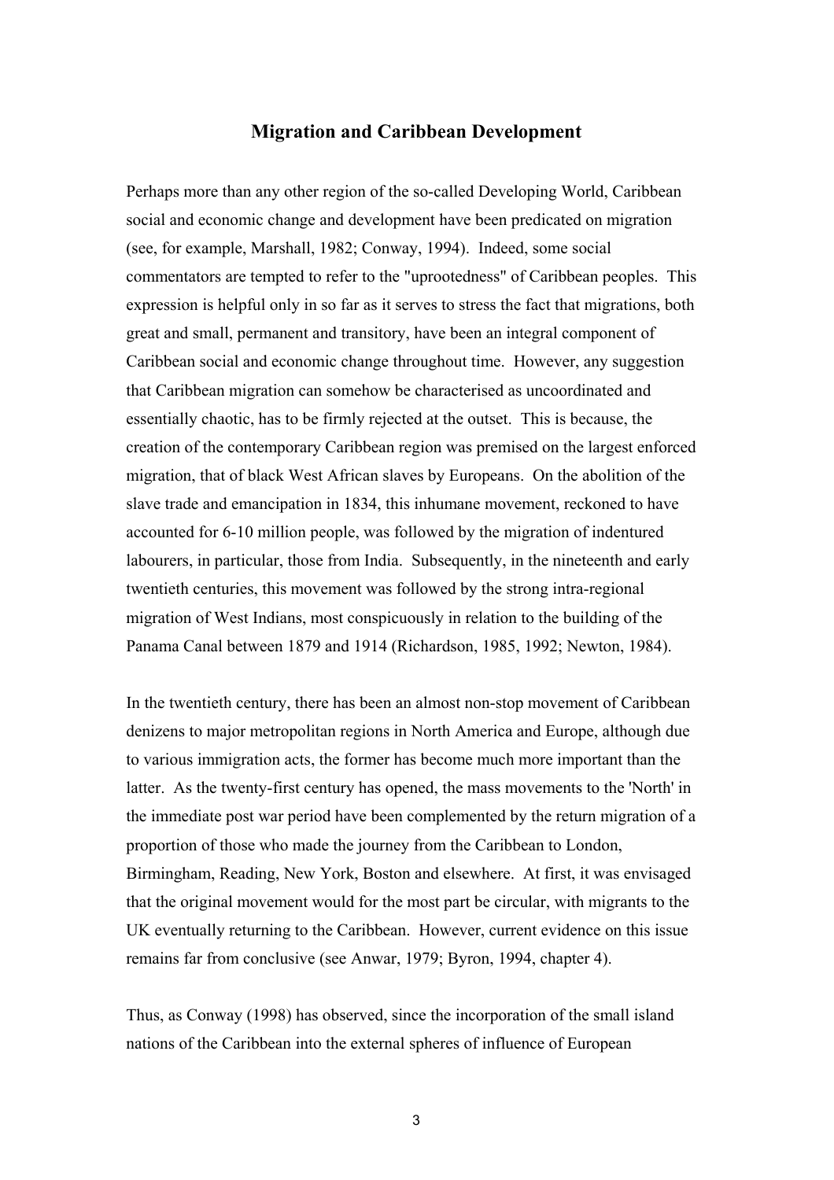# Migration and Caribbean Development

Perhaps more than any other region of the so-called Developing World, Caribbean social and economic change and development have been predicated on migration (see, for example, Marshall, 1982; Conway, 1994). Indeed, some social commentators are tempted to refer to the "uprootedness" of Caribbean peoples. This expression is helpful only in so far as it serves to stress the fact that migrations, both great and small, permanent and transitory, have been an integral component of Caribbean social and economic change throughout time. However, any suggestion that Caribbean migration can somehow be characterised as uncoordinated and essentially chaotic, has to be firmly rejected at the outset. This is because, the creation of the contemporary Caribbean region was premised on the largest enforced migration, that of black West African slaves by Europeans. On the abolition of the slave trade and emancipation in 1834, this inhumane movement, reckoned to have accounted for 6-10 million people, was followed by the migration of indentured labourers, in particular, those from India. Subsequently, in the nineteenth and early twentieth centuries, this movement was followed by the strong intra-regional migration of West Indians, most conspicuously in relation to the building of the Panama Canal between 1879 and 1914 (Richardson, 1985, 1992; Newton, 1984).

In the twentieth century, there has been an almost non-stop movement of Caribbean denizens to major metropolitan regions in North America and Europe, although due to various immigration acts, the former has become much more important than the latter. As the twenty-first century has opened, the mass movements to the 'North' in the immediate post war period have been complemented by the return migration of a proportion of those who made the journey from the Caribbean to London, Birmingham, Reading, New York, Boston and elsewhere. At first, it was envisaged that the original movement would for the most part be circular, with migrants to the UK eventually returning to the Caribbean. However, current evidence on this issue remains far from conclusive (see Anwar, 1979; Byron, 1994, chapter 4).

Thus, as Conway (1998) has observed, since the incorporation of the small island nations of the Caribbean into the external spheres of influence of European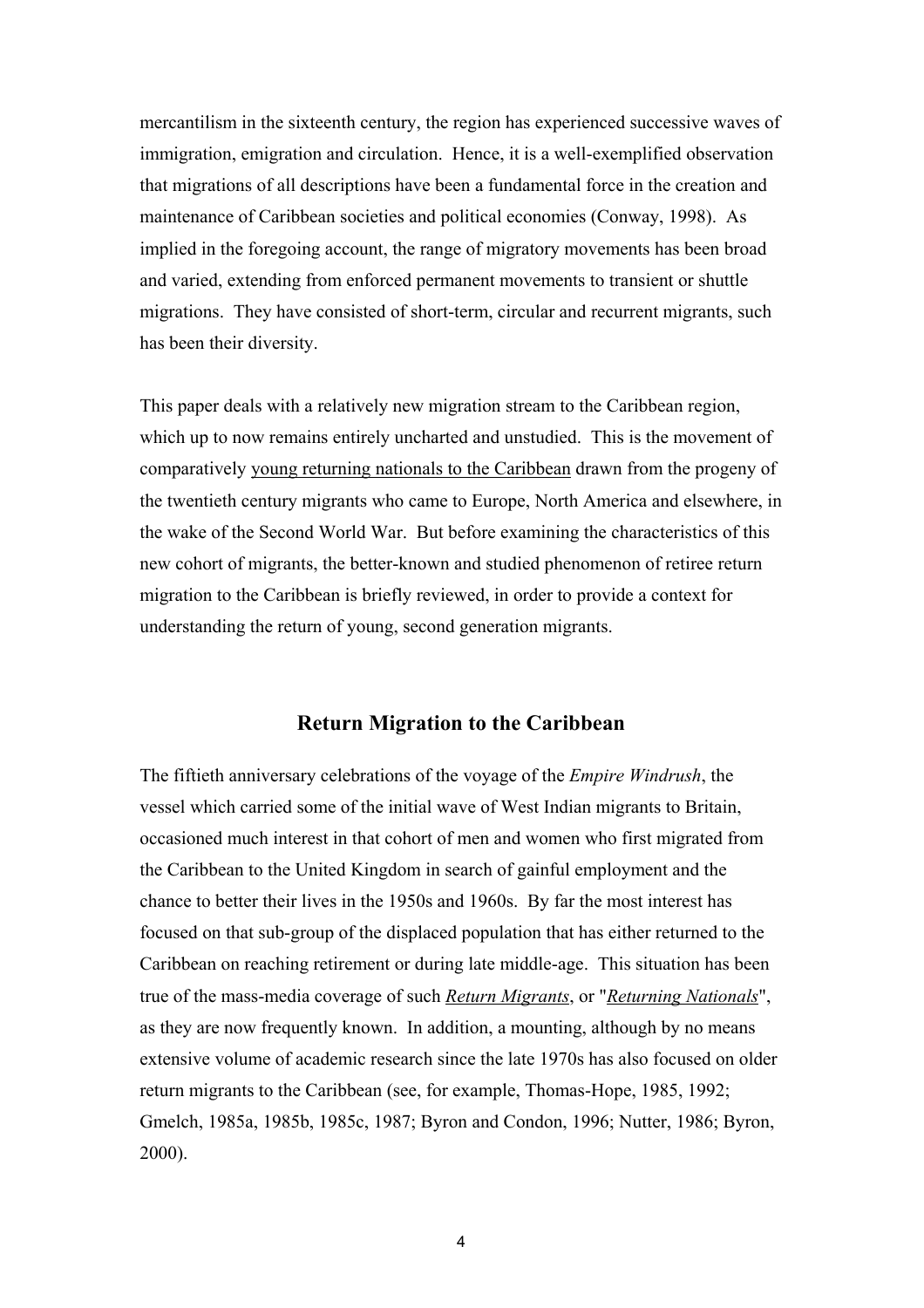mercantilism in the sixteenth century, the region has experienced successive waves of immigration, emigration and circulation. Hence, it is a well-exemplified observation that migrations of all descriptions have been a fundamental force in the creation and maintenance of Caribbean societies and political economies (Conway, 1998). As implied in the foregoing account, the range of migratory movements has been broad and varied, extending from enforced permanent movements to transient or shuttle migrations. They have consisted of short-term, circular and recurrent migrants, such has been their diversity.

This paper deals with a relatively new migration stream to the Caribbean region, which up to now remains entirely uncharted and unstudied. This is the movement of comparatively <u>young returning nationals to the Caribbean</u> drawn from the progeny of the twentieth century migrants who came to Europe, North America and elsewhere, in the wake of the Second World War. But before examining the characteristics of this new cohort of migrants, the better-known and studied phenomenon of retiree return migration to the Caribbean is briefly reviewed, in order to provide a context for understanding the return of young, second generation migrants.

## Return Migration to the Caribbean

The fiftieth anniversary celebrations of the voyage of the *Empire Windrush*, the vessel which carried some of the initial wave of West Indian migrants to Britain, occasioned much interest in that cohort of men and women who first migrated from the Caribbean to the United Kingdom in search of gainful employment and the chance to better their lives in the 1950s and 1960s. By far the most interest has focused on that sub-group of the displaced population that has either returned to the Caribbean on reaching retirement or during late middle-age. This situation has been true of the mass-media coverage of such ***<u>Return Migrants</u>***, or "***<u>Returning Nationals</u>***", as they are now frequently known. In addition, a mounting, although by no means extensive volume of academic research since the late 1970s has also focused on older return migrants to the Caribbean (see, for example, Thomas-Hope, 1985, 1992; Gmelch, 1985a, 1985b, 1985c, 1987; Byron and Condon, 1996; Nutter, 1986; Byron, 2000).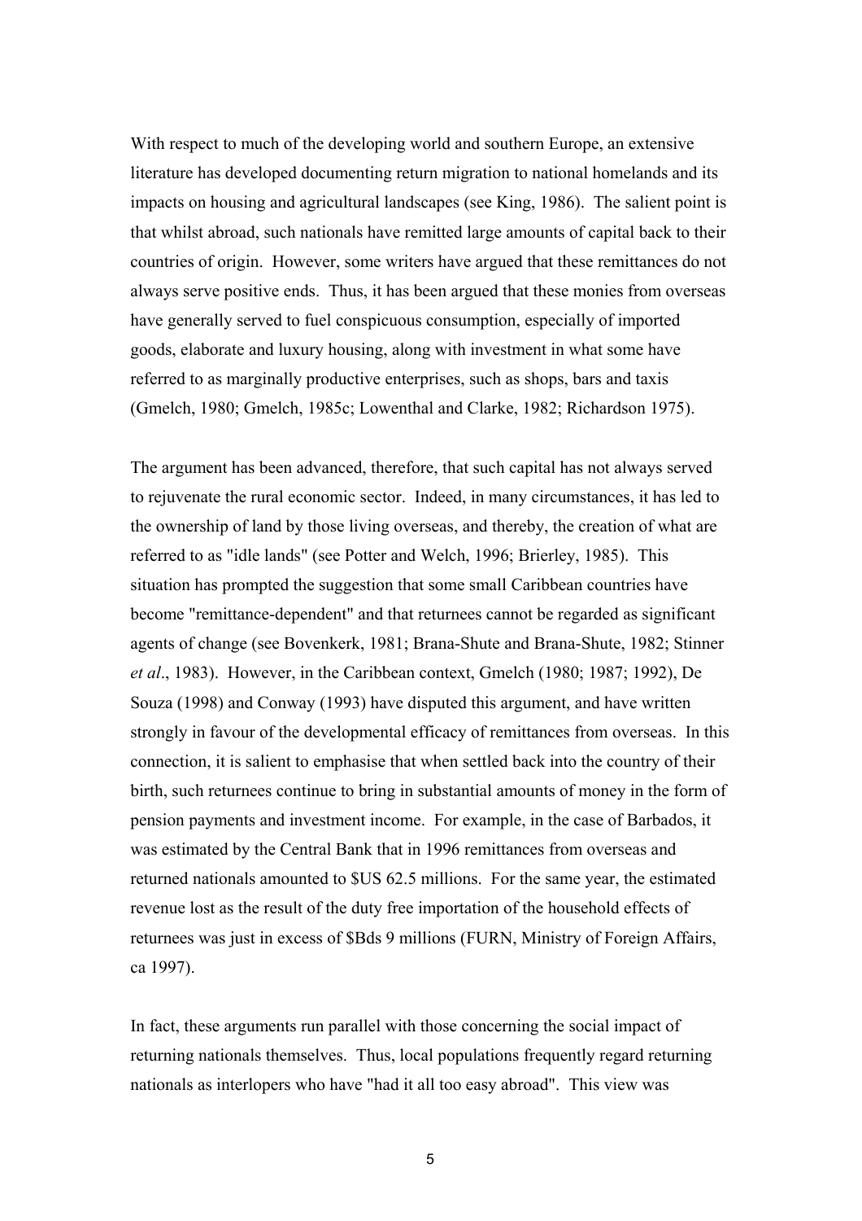With respect to much of the developing world and southern Europe, an extensive literature has developed documenting return migration to national homelands and its impacts on housing and agricultural landscapes (see King, 1986). The salient point is that whilst abroad, such nationals have remitted large amounts of capital back to their countries of origin. However, some writers have argued that these remittances do not always serve positive ends. Thus, it has been argued that these monies from overseas have generally served to fuel conspicuous consumption, especially of imported goods, elaborate and luxury housing, along with investment in what some have referred to as marginally productive enterprises, such as shops, bars and taxis (Gmelch, 1980; Gmelch, 1985c; Lowenthal and Clarke, 1982; Richardson 1975).

The argument has been advanced, therefore, that such capital has not always served to rejuvenate the rural economic sector. Indeed, in many circumstances, it has led to the ownership of land by those living overseas, and thereby, the creation of what are referred to as "idle lands" (see Potter and Welch, 1996; Brierley, 1985). This situation has prompted the suggestion that some small Caribbean countries have become "remittance-dependent" and that returnees cannot be regarded as significant agents of change (see Bovenkerk, 1981; Brana-Shute and Brana-Shute, 1982; Stinner *et al*., 1983). However, in the Caribbean context, Gmelch (1980; 1987; 1992), De Souza (1998) and Conway (1993) have disputed this argument, and have written strongly in favour of the developmental efficacy of remittances from overseas. In this connection, it is salient to emphasise that when settled back into the country of their birth, such returnees continue to bring in substantial amounts of money in the form of pension payments and investment income. For example, in the case of Barbados, it was estimated by the Central Bank that in 1996 remittances from overseas and returned nationals amounted to $US 62.5 millions. For the same year, the estimated revenue lost as the result of the duty free importation of the household effects of returnees was just in excess of $Bds 9 millions (FURN, Ministry of Foreign Affairs, ca 1997).

In fact, these arguments run parallel with those concerning the social impact of returning nationals themselves. Thus, local populations frequently regard returning nationals as interlopers who have "had it all too easy abroad". This view was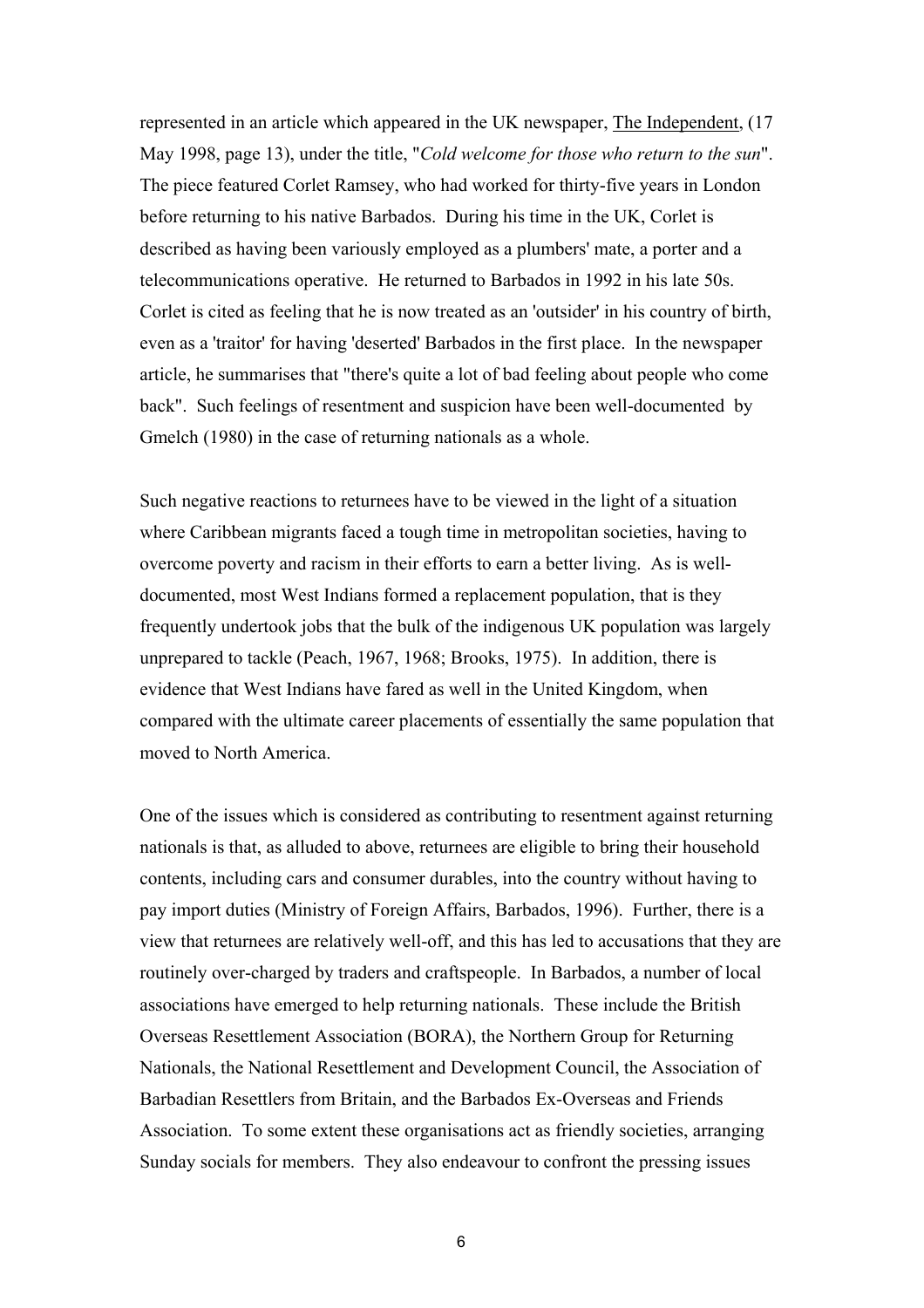represented in an article which appeared in the UK newspaper, The Independent, (17 May 1998, page 13), under the title, "*Cold welcome for those who return to the sun*". The piece featured Corlet Ramsey, who had worked for thirty-five years in London before returning to his native Barbados. During his time in the UK, Corlet is described as having been variously employed as a plumbers' mate, a porter and a telecommunications operative. He returned to Barbados in 1992 in his late 50s. Corlet is cited as feeling that he is now treated as an 'outsider' in his country of birth, even as a 'traitor' for having 'deserted' Barbados in the first place. In the newspaper article, he summarises that "there's quite a lot of bad feeling about people who come back". Such feelings of resentment and suspicion have been well-documented by Gmelch (1980) in the case of returning nationals as a whole.

Such negative reactions to returnees have to be viewed in the light of a situation where Caribbean migrants faced a tough time in metropolitan societies, having to overcome poverty and racism in their efforts to earn a better living. As is well-documented, most West Indians formed a replacement population, that is they frequently undertook jobs that the bulk of the indigenous UK population was largely unprepared to tackle (Peach, 1967, 1968; Brooks, 1975). In addition, there is evidence that West Indians have fared as well in the United Kingdom, when compared with the ultimate career placements of essentially the same population that moved to North America.

One of the issues which is considered as contributing to resentment against returning nationals is that, as alluded to above, returnees are eligible to bring their household contents, including cars and consumer durables, into the country without having to pay import duties (Ministry of Foreign Affairs, Barbados, 1996). Further, there is a view that returnees are relatively well-off, and this has led to accusations that they are routinely over-charged by traders and craftspeople. In Barbados, a number of local associations have emerged to help returning nationals. These include the British Overseas Resettlement Association (BORA), the Northern Group for Returning Nationals, the National Resettlement and Development Council, the Association of Barbadian Resettlers from Britain, and the Barbados Ex-Overseas and Friends Association. To some extent these organisations act as friendly societies, arranging Sunday socials for members. They also endeavour to confront the pressing issues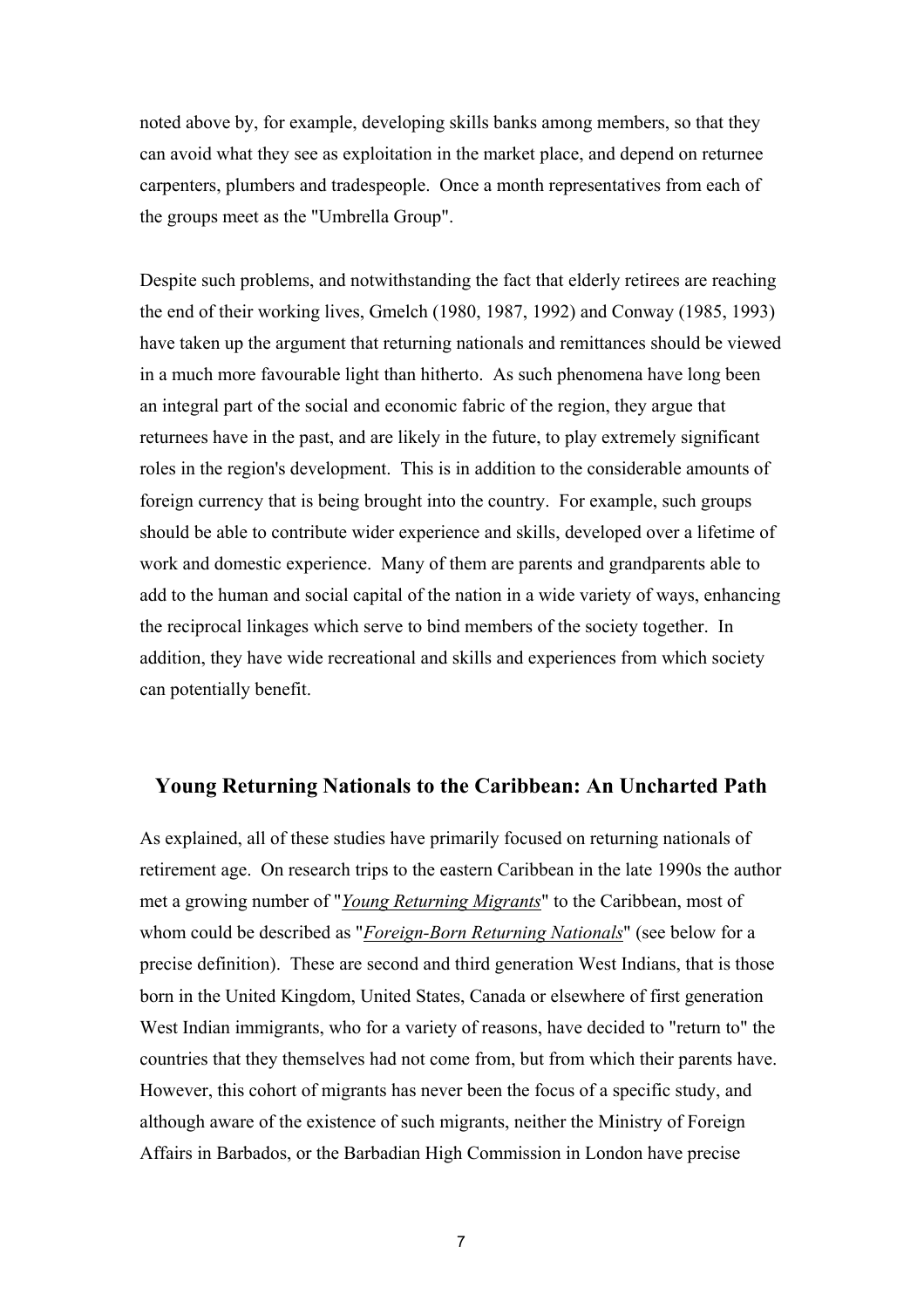noted above by, for example, developing skills banks among members, so that they can avoid what they see as exploitation in the market place, and depend on returnee carpenters, plumbers and tradespeople. Once a month representatives from each of the groups meet as the "Umbrella Group".

Despite such problems, and notwithstanding the fact that elderly retirees are reaching the end of their working lives, Gmelch (1980, 1987, 1992) and Conway (1985, 1993) have taken up the argument that returning nationals and remittances should be viewed in a much more favourable light than hitherto. As such phenomena have long been an integral part of the social and economic fabric of the region, they argue that returnees have in the past, and are likely in the future, to play extremely significant roles in the region's development. This is in addition to the considerable amounts of foreign currency that is being brought into the country. For example, such groups should be able to contribute wider experience and skills, developed over a lifetime of work and domestic experience. Many of them are parents and grandparents able to add to the human and social capital of the nation in a wide variety of ways, enhancing the reciprocal linkages which serve to bind members of the society together. In addition, they have wide recreational and skills and experiences from which society can potentially benefit.

## Young Returning Nationals to the Caribbean: An Uncharted Path

As explained, all of these studies have primarily focused on returning nationals of retirement age. On research trips to the eastern Caribbean in the late 1990s the author met a growing number of "*Young Returning Migrants*" to the Caribbean, most of whom could be described as "*Foreign-Born Returning Nationals*" (see below for a precise definition). These are second and third generation West Indians, that is those born in the United Kingdom, United States, Canada or elsewhere of first generation West Indian immigrants, who for a variety of reasons, have decided to "return to" the countries that they themselves had not come from, but from which their parents have. However, this cohort of migrants has never been the focus of a specific study, and although aware of the existence of such migrants, neither the Ministry of Foreign Affairs in Barbados, or the Barbadian High Commission in London have precise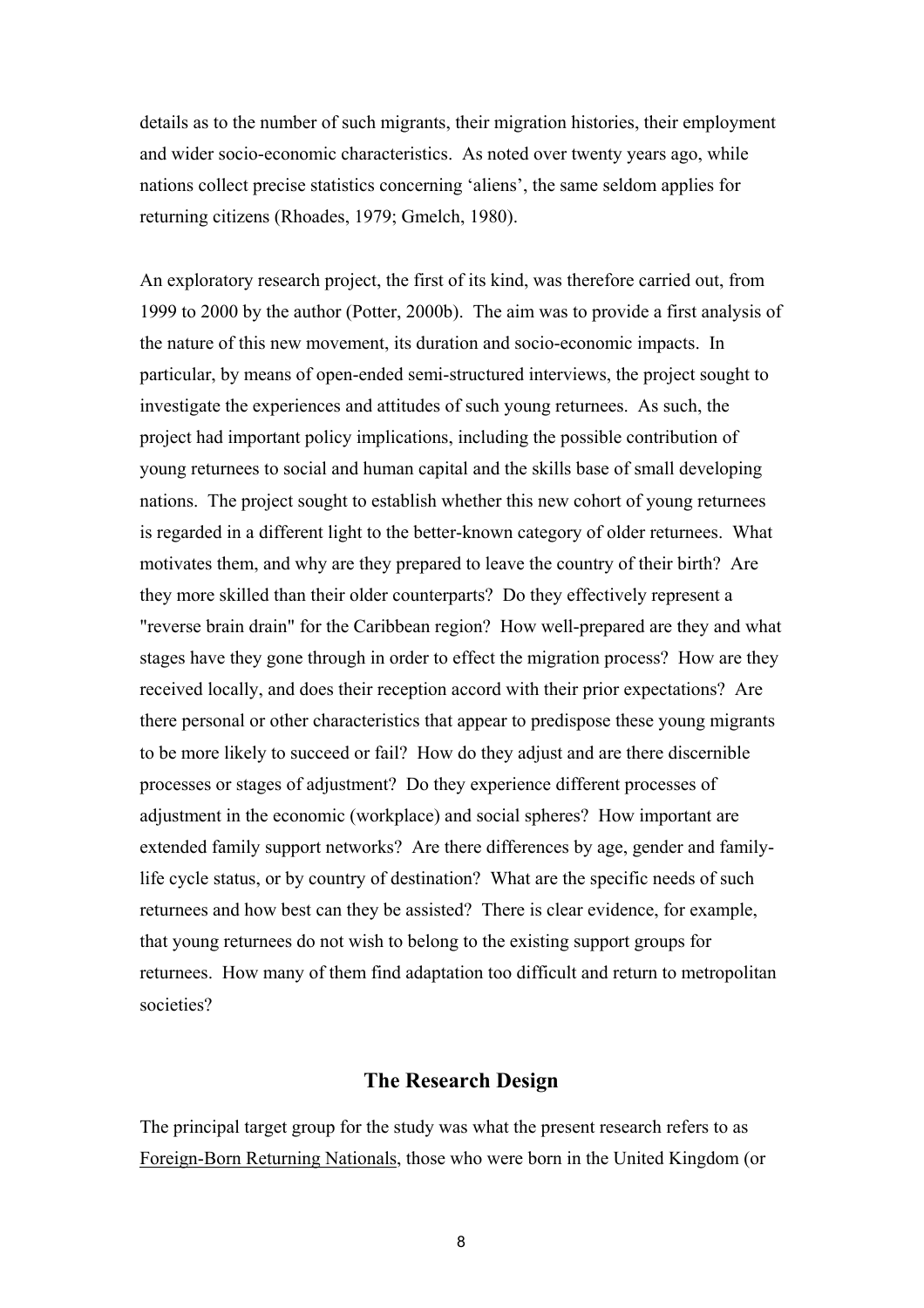details as to the number of such migrants, their migration histories, their employment and wider socio-economic characteristics. As noted over twenty years ago, while nations collect precise statistics concerning 'aliens', the same seldom applies for returning citizens (Rhoades, 1979; Gmelch, 1980).

An exploratory research project, the first of its kind, was therefore carried out, from 1999 to 2000 by the author (Potter, 2000b). The aim was to provide a first analysis of the nature of this new movement, its duration and socio-economic impacts. In particular, by means of open-ended semi-structured interviews, the project sought to investigate the experiences and attitudes of such young returnees. As such, the project had important policy implications, including the possible contribution of young returnees to social and human capital and the skills base of small developing nations. The project sought to establish whether this new cohort of young returnees is regarded in a different light to the better-known category of older returnees. What motivates them, and why are they prepared to leave the country of their birth? Are they more skilled than their older counterparts? Do they effectively represent a "reverse brain drain" for the Caribbean region? How well-prepared are they and what stages have they gone through in order to effect the migration process? How are they received locally, and does their reception accord with their prior expectations? Are there personal or other characteristics that appear to predispose these young migrants to be more likely to succeed or fail? How do they adjust and are there discernible processes or stages of adjustment? Do they experience different processes of adjustment in the economic (workplace) and social spheres? How important are extended family support networks? Are there differences by age, gender and family-life cycle status, or by country of destination? What are the specific needs of such returnees and how best can they be assisted? There is clear evidence, for example, that young returnees do not wish to belong to the existing support groups for returnees. How many of them find adaptation too difficult and return to metropolitan societies?

## The Research Design

The principal target group for the study was what the present research refers to as <u>Foreign-Born Returning Nationals</u>, those who were born in the United Kingdom (or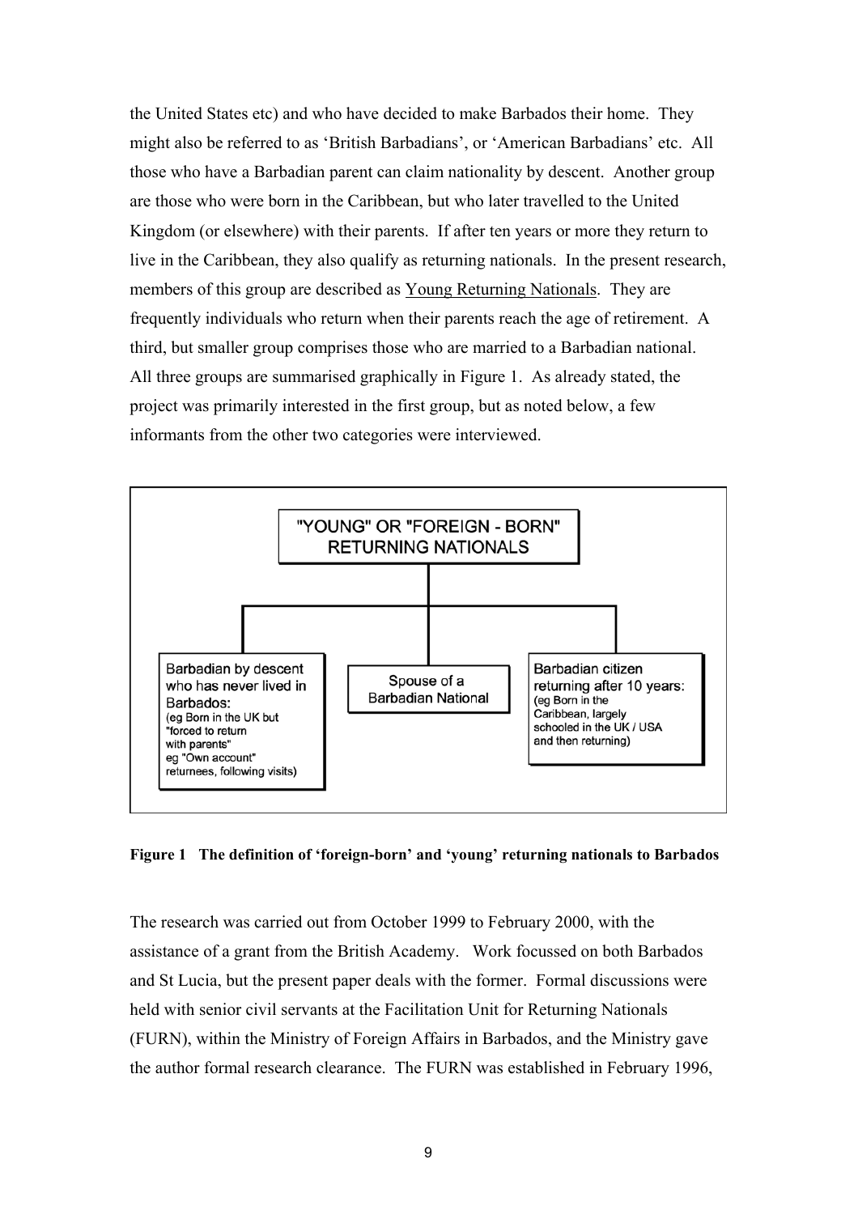the United States etc) and who have decided to make Barbados their home. They might also be referred to as 'British Barbadians', or 'American Barbadians' etc. All those who have a Barbadian parent can claim nationality by descent. Another group are those who were born in the Caribbean, but who later travelled to the United Kingdom (or elsewhere) with their parents. If after ten years or more they return to live in the Caribbean, they also qualify as returning nationals. In the present research, members of this group are described as Young Returning Nationals. They are frequently individuals who return when their parents reach the age of retirement. A third, but smaller group comprises those who are married to a Barbadian national. All three groups are summarised graphically in Figure 1. As already stated, the project was primarily interested in the first group, but as noted below, a few informants from the other two categories were interviewed.

"YOUNG" OR "FOREIGN - BORN" RETURNING NATIONALS

- Barbadian by descent who has never lived in Barbados: (eg Born in the UK but "forced to return with parents" eg "Own account" returnees, following visits)
- Spouse of a Barbadian National
- Barbadian citizen returning after 10 years: (eg Born in the Caribbean, largely schooled in the UK / USA and then returning)

**Figure 1 The definition of 'foreign-born' and 'young' returning nationals to Barbados**

The research was carried out from October 1999 to February 2000, with the assistance of a grant from the British Academy. Work focussed on both Barbados and St Lucia, but the present paper deals with the former. Formal discussions were held with senior civil servants at the Facilitation Unit for Returning Nationals (FURN), within the Ministry of Foreign Affairs in Barbados, and the Ministry gave the author formal research clearance. The FURN was established in February 1996,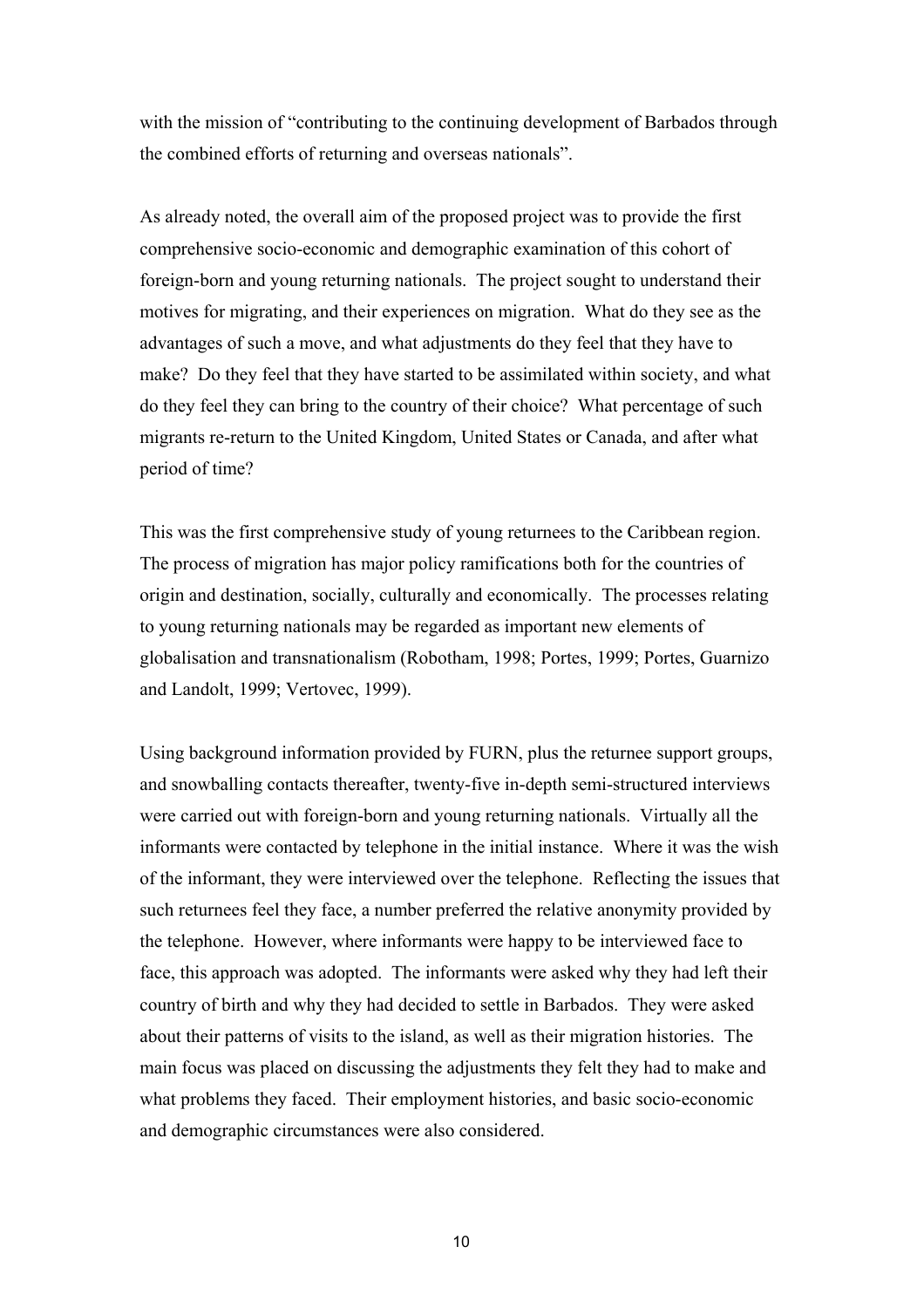with the mission of "contributing to the continuing development of Barbados through the combined efforts of returning and overseas nationals".

As already noted, the overall aim of the proposed project was to provide the first comprehensive socio-economic and demographic examination of this cohort of foreign-born and young returning nationals. The project sought to understand their motives for migrating, and their experiences on migration. What do they see as the advantages of such a move, and what adjustments do they feel that they have to make? Do they feel that they have started to be assimilated within society, and what do they feel they can bring to the country of their choice? What percentage of such migrants re-return to the United Kingdom, United States or Canada, and after what period of time?

This was the first comprehensive study of young returnees to the Caribbean region. The process of migration has major policy ramifications both for the countries of origin and destination, socially, culturally and economically. The processes relating to young returning nationals may be regarded as important new elements of globalisation and transnationalism (Robotham, 1998; Portes, 1999; Portes, Guarnizo and Landolt, 1999; Vertovec, 1999).

Using background information provided by FURN, plus the returnee support groups, and snowballing contacts thereafter, twenty-five in-depth semi-structured interviews were carried out with foreign-born and young returning nationals. Virtually all the informants were contacted by telephone in the initial instance. Where it was the wish of the informant, they were interviewed over the telephone. Reflecting the issues that such returnees feel they face, a number preferred the relative anonymity provided by the telephone. However, where informants were happy to be interviewed face to face, this approach was adopted. The informants were asked why they had left their country of birth and why they had decided to settle in Barbados. They were asked about their patterns of visits to the island, as well as their migration histories. The main focus was placed on discussing the adjustments they felt they had to make and what problems they faced. Their employment histories, and basic socio-economic and demographic circumstances were also considered.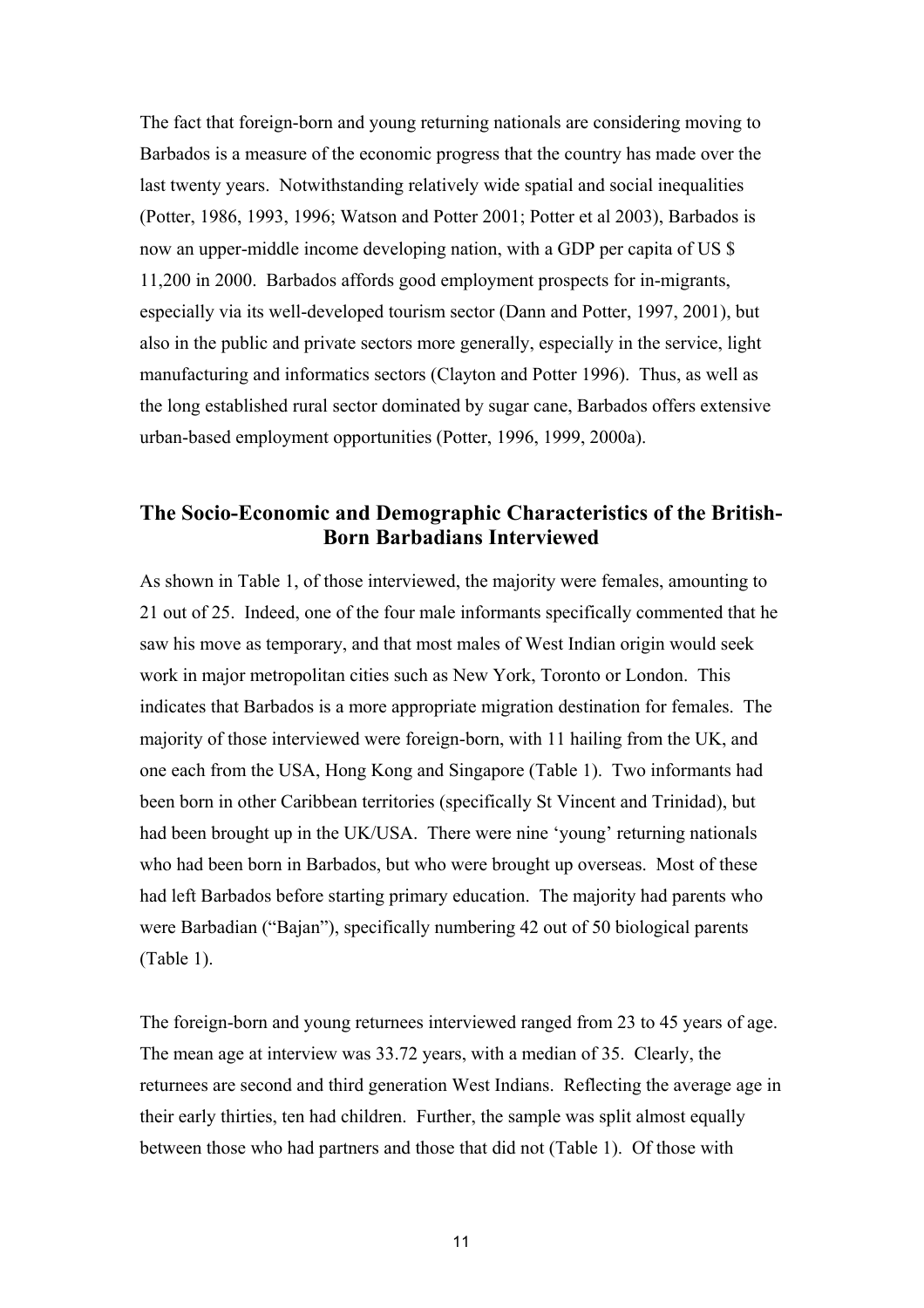The fact that foreign-born and young returning nationals are considering moving to Barbados is a measure of the economic progress that the country has made over the last twenty years. Notwithstanding relatively wide spatial and social inequalities (Potter, 1986, 1993, 1996; Watson and Potter 2001; Potter et al 2003), Barbados is now an upper-middle income developing nation, with a GDP per capita of US $ 11,200 in 2000. Barbados affords good employment prospects for in-migrants, especially via its well-developed tourism sector (Dann and Potter, 1997, 2001), but also in the public and private sectors more generally, especially in the service, light manufacturing and informatics sectors (Clayton and Potter 1996). Thus, as well as the long established rural sector dominated by sugar cane, Barbados offers extensive urban-based employment opportunities (Potter, 1996, 1999, 2000a).

## The Socio-Economic and Demographic Characteristics of the British-Born Barbadians Interviewed

As shown in Table 1, of those interviewed, the majority were females, amounting to 21 out of 25. Indeed, one of the four male informants specifically commented that he saw his move as temporary, and that most males of West Indian origin would seek work in major metropolitan cities such as New York, Toronto or London. This indicates that Barbados is a more appropriate migration destination for females. The majority of those interviewed were foreign-born, with 11 hailing from the UK, and one each from the USA, Hong Kong and Singapore (Table 1). Two informants had been born in other Caribbean territories (specifically St Vincent and Trinidad), but had been brought up in the UK/USA. There were nine 'young' returning nationals who had been born in Barbados, but who were brought up overseas. Most of these had left Barbados before starting primary education. The majority had parents who were Barbadian ("Bajan"), specifically numbering 42 out of 50 biological parents (Table 1).

The foreign-born and young returnees interviewed ranged from 23 to 45 years of age. The mean age at interview was 33.72 years, with a median of 35. Clearly, the returnees are second and third generation West Indians. Reflecting the average age in their early thirties, ten had children. Further, the sample was split almost equally between those who had partners and those that did not (Table 1). Of those with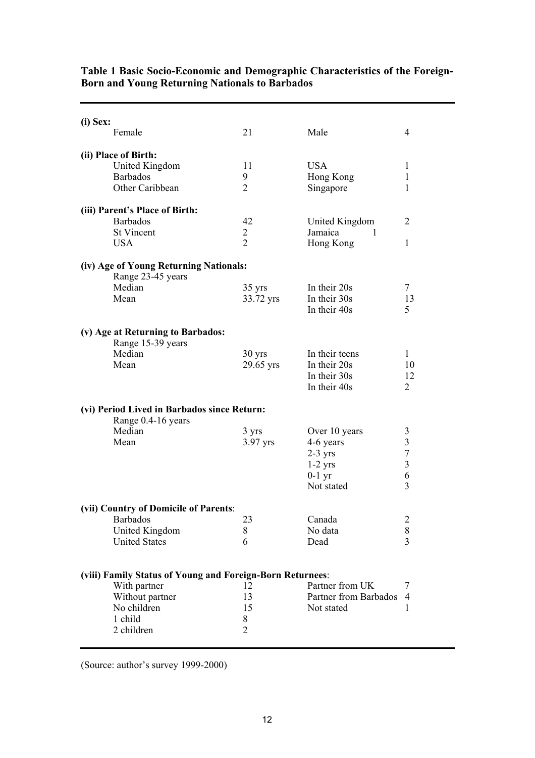**Table 1 Basic Socio-Economic and Demographic Characteristics of the Foreign-Born and Young Returning Nationals to Barbados**

| | | | |
|---|---|---|---|
| **(i) Sex:** | | | |
| Female | 21 | Male | 4 |
| **(ii) Place of Birth:** | | | |
| United Kingdom | 11 | USA | 1 |
| Barbados | 9 | Hong Kong | 1 |
| Other Caribbean | 2 | Singapore | 1 |
| **(iii) Parent's Place of Birth:** | | | |
| Barbados | 42 | United Kingdom | 2 |
| St Vincent | 2 | Jamaica | 1 |
| USA | 2 | Hong Kong | 1 |
| **(iv) Age of Young Returning Nationals:** | | | |
| Range 23-45 years | | | |
| Median | 35 yrs | In their 20s | 7 |
| Mean | 33.72 yrs | In their 30s | 13 |
| | | In their 40s | 5 |
| **(v) Age at Returning to Barbados:** | | | |
| Range 15-39 years | | | |
| Median | 30 yrs | In their teens | 1 |
| Mean | 29.65 yrs | In their 20s | 10 |
| | | In their 30s | 12 |
| | | In their 40s | 2 |
| **(vi) Period Lived in Barbados since Return:** | | | |
| Range 0.4-16 years | | | |
| Median | 3 yrs | Over 10 years | 3 |
| Mean | 3.97 yrs | 4-6 years | 3 |
| | | 2-3 yrs | 7 |
| | | 1-2 yrs | 3 |
| | | 0-1 yr | 6 |
| | | Not stated | 3 |
| **(vii) Country of Domicile of Parents:** | | | |
| Barbados | 23 | Canada | 2 |
| United Kingdom | 8 | No data | 8 |
| United States | 6 | Dead | 3 |
| **(viii) Family Status of Young and Foreign-Born Returnees:** | | | |
| With partner | 12 | Partner from UK | 7 |
| Without partner | 13 | Partner from Barbados | 4 |
| No children | 15 | Not stated | 1 |
| 1 child | 8 | | |
| 2 children | 2 | | |

(Source: author's survey 1999-2000)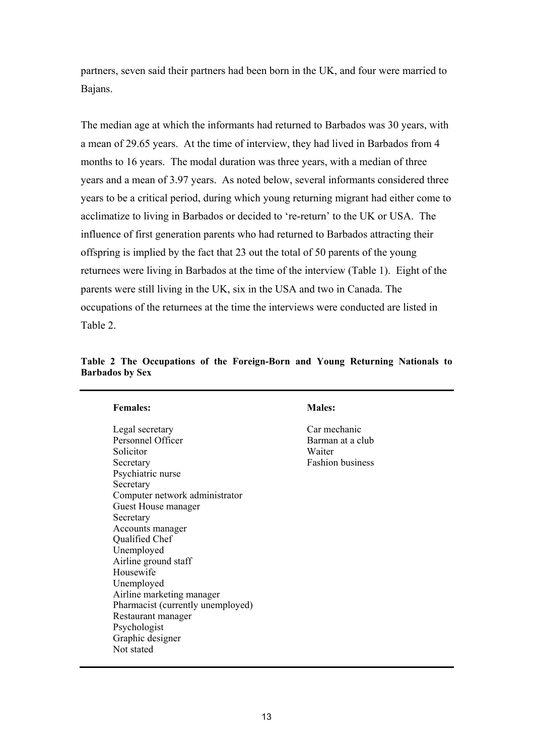partners, seven said their partners had been born in the UK, and four were married to Bajans.

The median age at which the informants had returned to Barbados was 30 years, with a mean of 29.65 years. At the time of interview, they had lived in Barbados from 4 months to 16 years. The modal duration was three years, with a median of three years and a mean of 3.97 years. As noted below, several informants considered three years to be a critical period, during which young returning migrant had either come to acclimatize to living in Barbados or decided to 're-return' to the UK or USA. The influence of first generation parents who had returned to Barbados attracting their offspring is implied by the fact that 23 out the total of 50 parents of the young returnees were living in Barbados at the time of the interview (Table 1). Eight of the parents were still living in the UK, six in the USA and two in Canada. The occupations of the returnees at the time the interviews were conducted are listed in Table 2.

**Table 2 The Occupations of the Foreign-Born and Young Returning Nationals to Barbados by Sex**

| Females: | Males: |
|---|---|
| Legal secretary | Car mechanic |
| Personnel Officer | Barman at a club |
| Solicitor | Waiter |
| Secretary | Fashion business |
| Psychiatric nurse | |
| Secretary | |
| Computer network administrator | |
| Guest House manager | |
| Secretary | |
| Accounts manager | |
| Qualified Chef | |
| Unemployed | |
| Airline ground staff | |
| Housewife | |
| Unemployed | |
| Airline marketing manager | |
| Pharmacist (currently unemployed) | |
| Restaurant manager | |
| Psychologist | |
| Graphic designer | |
| Not stated | |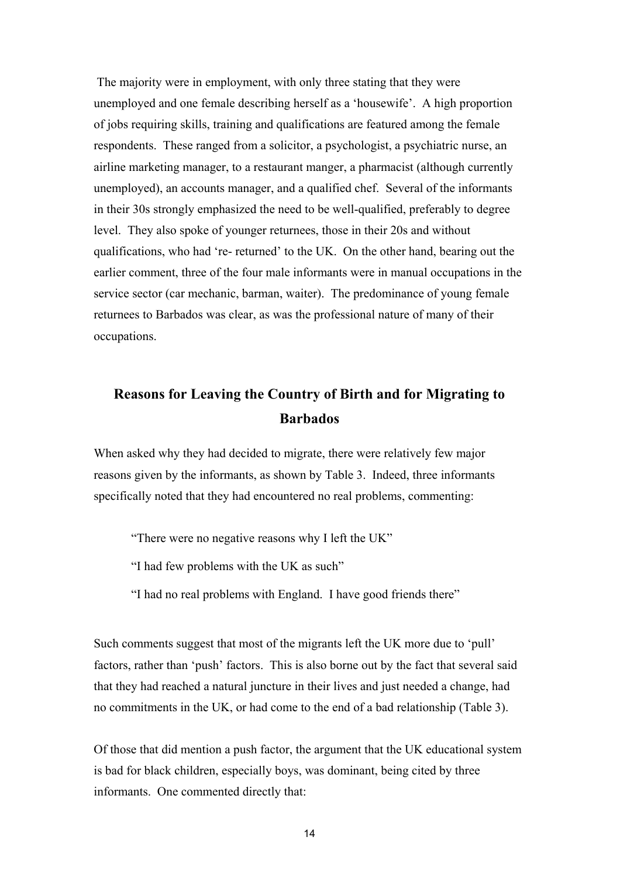The majority were in employment, with only three stating that they were unemployed and one female describing herself as a 'housewife'. A high proportion of jobs requiring skills, training and qualifications are featured among the female respondents. These ranged from a solicitor, a psychologist, a psychiatric nurse, an airline marketing manager, to a restaurant manger, a pharmacist (although currently unemployed), an accounts manager, and a qualified chef. Several of the informants in their 30s strongly emphasized the need to be well-qualified, preferably to degree level. They also spoke of younger returnees, those in their 20s and without qualifications, who had 're- returned' to the UK. On the other hand, bearing out the earlier comment, three of the four male informants were in manual occupations in the service sector (car mechanic, barman, waiter). The predominance of young female returnees to Barbados was clear, as was the professional nature of many of their occupations.

## Reasons for Leaving the Country of Birth and for Migrating to Barbados

When asked why they had decided to migrate, there were relatively few major reasons given by the informants, as shown by Table 3. Indeed, three informants specifically noted that they had encountered no real problems, commenting:

> "There were no negative reasons why I left the UK"
>
> "I had few problems with the UK as such"
>
> "I had no real problems with England. I have good friends there"

Such comments suggest that most of the migrants left the UK more due to 'pull' factors, rather than 'push' factors. This is also borne out by the fact that several said that they had reached a natural juncture in their lives and just needed a change, had no commitments in the UK, or had come to the end of a bad relationship (Table 3).

Of those that did mention a push factor, the argument that the UK educational system is bad for black children, especially boys, was dominant, being cited by three informants. One commented directly that: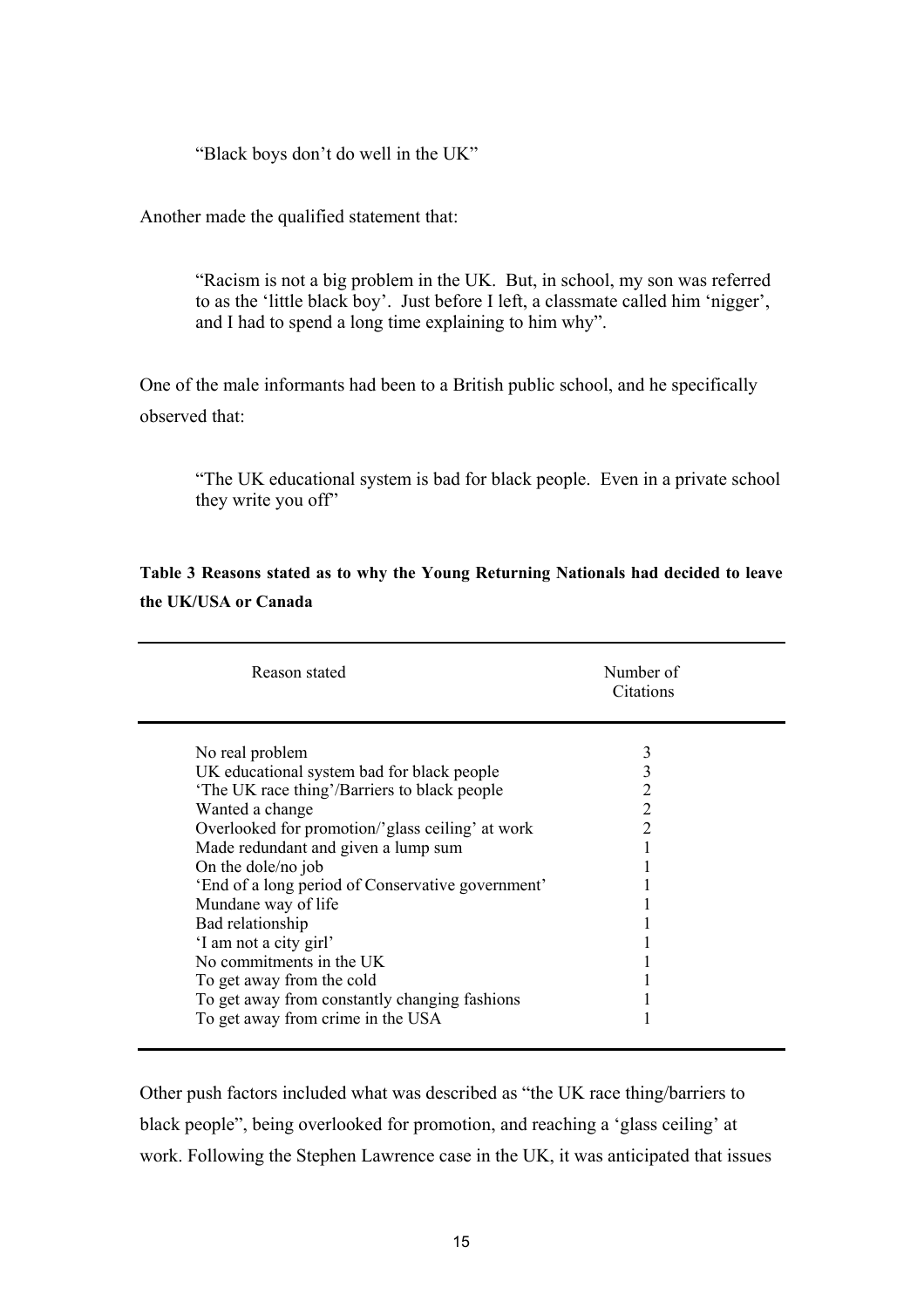> "Black boys don't do well in the UK"

Another made the qualified statement that:

> "Racism is not a big problem in the UK. But, in school, my son was referred to as the 'little black boy'. Just before I left, a classmate called him 'nigger', and I had to spend a long time explaining to him why".

One of the male informants had been to a British public school, and he specifically observed that:

> "The UK educational system is bad for black people. Even in a private school they write you off"

**Table 3 Reasons stated as to why the Young Returning Nationals had decided to leave the UK/USA or Canada**

| Reason stated | Number of Citations |
|---|---|
| No real problem | 3 |
| UK educational system bad for black people | 3 |
| 'The UK race thing'/Barriers to black people | 2 |
| Wanted a change | 2 |
| Overlooked for promotion/'glass ceiling' at work | 2 |
| Made redundant and given a lump sum | 1 |
| On the dole/no job | 1 |
| 'End of a long period of Conservative government' | 1 |
| Mundane way of life | 1 |
| Bad relationship | 1 |
| 'I am not a city girl' | 1 |
| No commitments in the UK | 1 |
| To get away from the cold | 1 |
| To get away from constantly changing fashions | 1 |
| To get away from crime in the USA | 1 |

Other push factors included what was described as "the UK race thing/barriers to black people", being overlooked for promotion, and reaching a 'glass ceiling' at work. Following the Stephen Lawrence case in the UK, it was anticipated that issues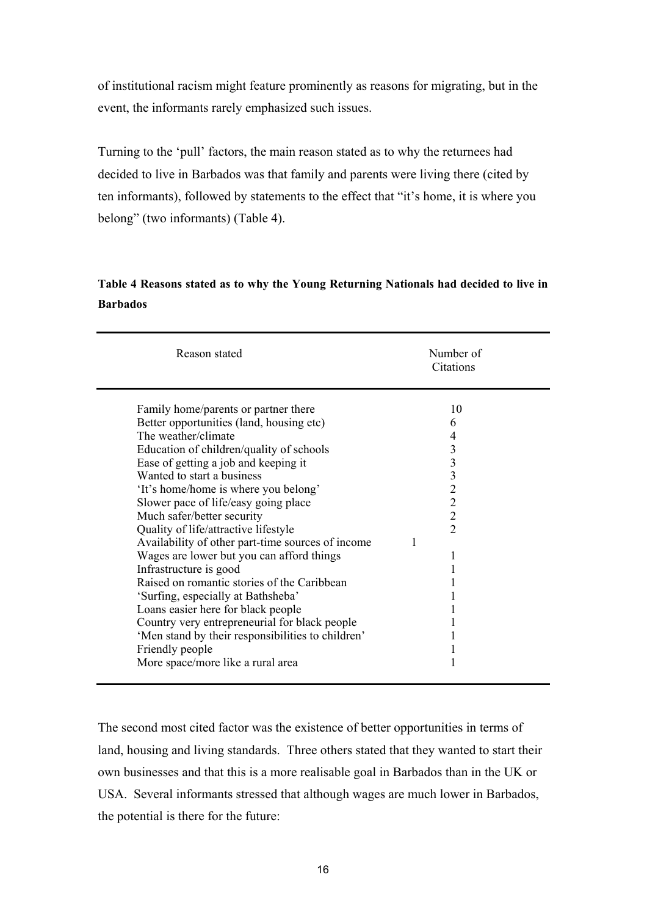of institutional racism might feature prominently as reasons for migrating, but in the event, the informants rarely emphasized such issues.

Turning to the 'pull' factors, the main reason stated as to why the returnees had decided to live in Barbados was that family and parents were living there (cited by ten informants), followed by statements to the effect that "it's home, it is where you belong" (two informants) (Table 4).

**Table 4 Reasons stated as to why the Young Returning Nationals had decided to live in Barbados**

| Reason stated | Number of Citations |
|---|---|
| Family home/parents or partner there | 10 |
| Better opportunities (land, housing etc) | 6 |
| The weather/climate | 4 |
| Education of children/quality of schools | 3 |
| Ease of getting a job and keeping it | 3 |
| Wanted to start a business | 3 |
| 'It's home/home is where you belong' | 2 |
| Slower pace of life/easy going place | 2 |
| Much safer/better security | 2 |
| Quality of life/attractive lifestyle | 2 |
| Availability of other part-time sources of income | 1 |
| Wages are lower but you can afford things | 1 |
| Infrastructure is good | 1 |
| Raised on romantic stories of the Caribbean | 1 |
| 'Surfing, especially at Bathsheba' | 1 |
| Loans easier here for black people | 1 |
| Country very entrepreneurial for black people | 1 |
| 'Men stand by their responsibilities to children' | 1 |
| Friendly people | 1 |
| More space/more like a rural area | 1 |

The second most cited factor was the existence of better opportunities in terms of land, housing and living standards. Three others stated that they wanted to start their own businesses and that this is a more realisable goal in Barbados than in the UK or USA. Several informants stressed that although wages are much lower in Barbados, the potential is there for the future: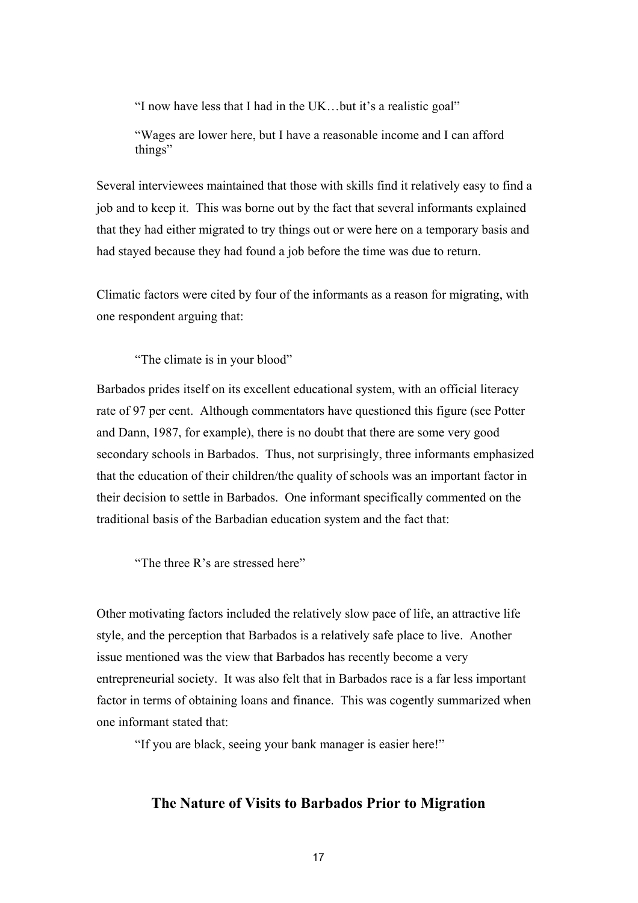"I now have less that I had in the UK…but it's a realistic goal"

"Wages are lower here, but I have a reasonable income and I can afford things"

Several interviewees maintained that those with skills find it relatively easy to find a job and to keep it. This was borne out by the fact that several informants explained that they had either migrated to try things out or were here on a temporary basis and had stayed because they had found a job before the time was due to return.

Climatic factors were cited by four of the informants as a reason for migrating, with one respondent arguing that:

"The climate is in your blood"

Barbados prides itself on its excellent educational system, with an official literacy rate of 97 per cent. Although commentators have questioned this figure (see Potter and Dann, 1987, for example), there is no doubt that there are some very good secondary schools in Barbados. Thus, not surprisingly, three informants emphasized that the education of their children/the quality of schools was an important factor in their decision to settle in Barbados. One informant specifically commented on the traditional basis of the Barbadian education system and the fact that:

"The three R's are stressed here"

Other motivating factors included the relatively slow pace of life, an attractive life style, and the perception that Barbados is a relatively safe place to live. Another issue mentioned was the view that Barbados has recently become a very entrepreneurial society. It was also felt that in Barbados race is a far less important factor in terms of obtaining loans and finance. This was cogently summarized when one informant stated that:

"If you are black, seeing your bank manager is easier here!"

## The Nature of Visits to Barbados Prior to Migration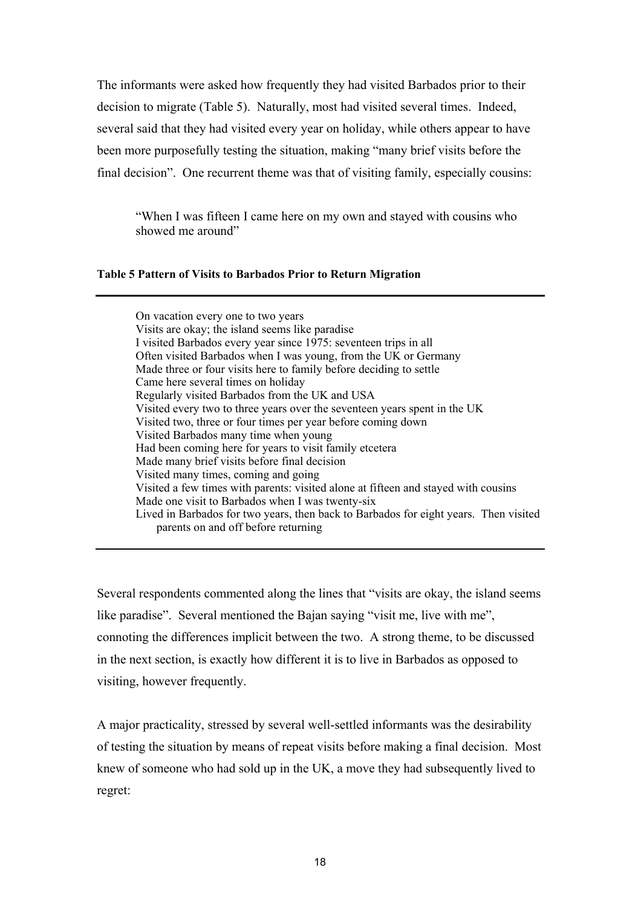The informants were asked how frequently they had visited Barbados prior to their decision to migrate (Table 5). Naturally, most had visited several times. Indeed, several said that they had visited every year on holiday, while others appear to have been more purposefully testing the situation, making "many brief visits before the final decision". One recurrent theme was that of visiting family, especially cousins:

> "When I was fifteen I came here on my own and stayed with cousins who showed me around"

**Table 5 Pattern of Visits to Barbados Prior to Return Migration**

| |
|---|
| On vacation every one to two years |
| Visits are okay; the island seems like paradise |
| I visited Barbados every year since 1975: seventeen trips in all |
| Often visited Barbados when I was young, from the UK or Germany |
| Made three or four visits here to family before deciding to settle |
| Came here several times on holiday |
| Regularly visited Barbados from the UK and USA |
| Visited every two to three years over the seventeen years spent in the UK |
| Visited two, three or four times per year before coming down |
| Visited Barbados many time when young |
| Had been coming here for years to visit family etcetera |
| Made many brief visits before final decision |
| Visited many times, coming and going |
| Visited a few times with parents: visited alone at fifteen and stayed with cousins |
| Made one visit to Barbados when I was twenty-six |
| Lived in Barbados for two years, then back to Barbados for eight years. Then visited parents on and off before returning |

Several respondents commented along the lines that "visits are okay, the island seems like paradise". Several mentioned the Bajan saying "visit me, live with me", connoting the differences implicit between the two. A strong theme, to be discussed in the next section, is exactly how different it is to live in Barbados as opposed to visiting, however frequently.

A major practicality, stressed by several well-settled informants was the desirability of testing the situation by means of repeat visits before making a final decision. Most knew of someone who had sold up in the UK, a move they had subsequently lived to regret: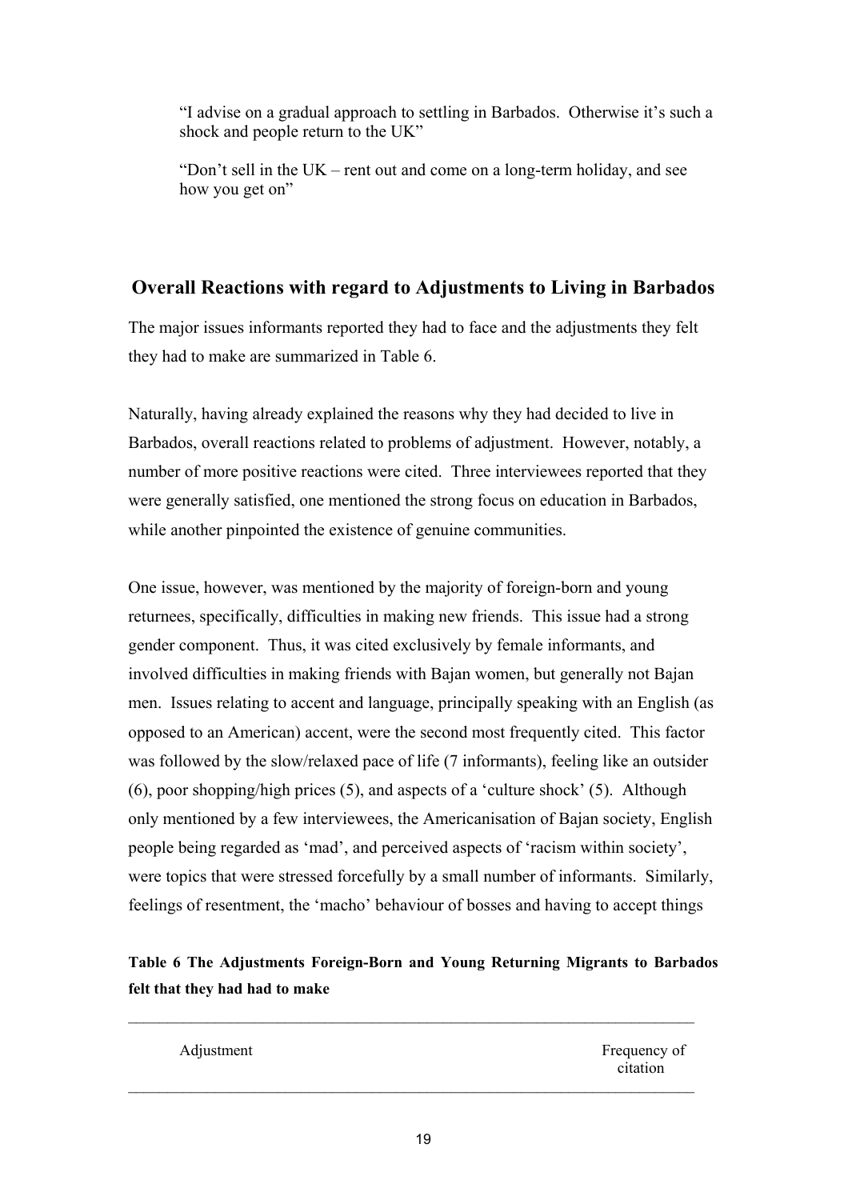"I advise on a gradual approach to settling in Barbados. Otherwise it's such a shock and people return to the UK"

"Don't sell in the UK – rent out and come on a long-term holiday, and see how you get on"

## Overall Reactions with regard to Adjustments to Living in Barbados

The major issues informants reported they had to face and the adjustments they felt they had to make are summarized in Table 6.

Naturally, having already explained the reasons why they had decided to live in Barbados, overall reactions related to problems of adjustment. However, notably, a number of more positive reactions were cited. Three interviewees reported that they were generally satisfied, one mentioned the strong focus on education in Barbados, while another pinpointed the existence of genuine communities.

One issue, however, was mentioned by the majority of foreign-born and young returnees, specifically, difficulties in making new friends. This issue had a strong gender component. Thus, it was cited exclusively by female informants, and involved difficulties in making friends with Bajan women, but generally not Bajan men. Issues relating to accent and language, principally speaking with an English (as opposed to an American) accent, were the second most frequently cited. This factor was followed by the slow/relaxed pace of life (7 informants), feeling like an outsider (6), poor shopping/high prices (5), and aspects of a 'culture shock' (5). Although only mentioned by a few interviewees, the Americanisation of Bajan society, English people being regarded as 'mad', and perceived aspects of 'racism within society', were topics that were stressed forcefully by a small number of informants. Similarly, feelings of resentment, the 'macho' behaviour of bosses and having to accept things

**Table 6 The Adjustments Foreign-Born and Young Returning Migrants to Barbados felt that they had had to make**

| Adjustment | Frequency of citation |
|---|---|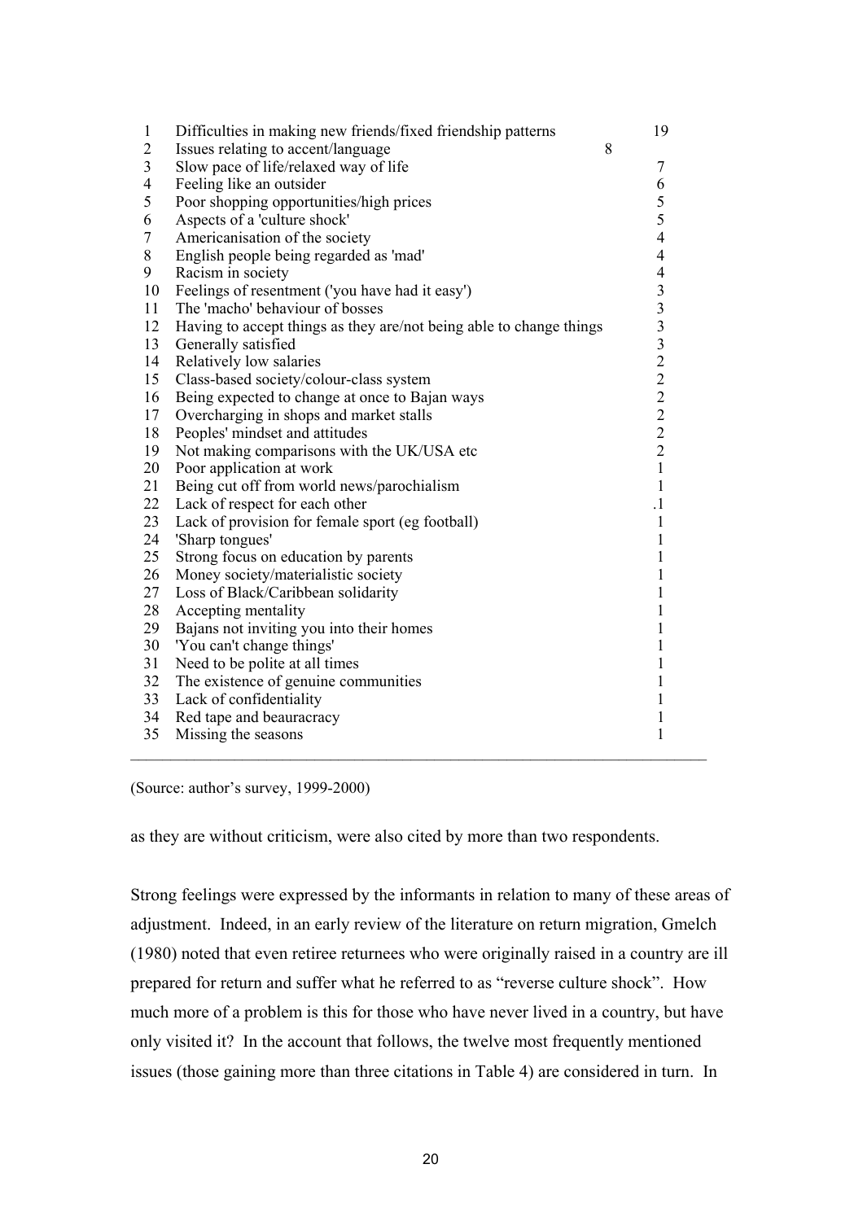| | | |
|---|---|---|
| 1 | Difficulties in making new friends/fixed friendship patterns | 19 |
| 2 | Issues relating to accent/language | 8 |
| 3 | Slow pace of life/relaxed way of life | 7 |
| 4 | Feeling like an outsider | 6 |
| 5 | Poor shopping opportunities/high prices | 5 |
| 6 | Aspects of a 'culture shock' | 5 |
| 7 | Americanisation of the society | 4 |
| 8 | English people being regarded as 'mad' | 4 |
| 9 | Racism in society | 4 |
| 10 | Feelings of resentment ('you have had it easy') | 3 |
| 11 | The 'macho' behaviour of bosses | 3 |
| 12 | Having to accept things as they are/not being able to change things | 3 |
| 13 | Generally satisfied | 3 |
| 14 | Relatively low salaries | 2 |
| 15 | Class-based society/colour-class system | 2 |
| 16 | Being expected to change at once to Bajan ways | 2 |
| 17 | Overcharging in shops and market stalls | 2 |
| 18 | Peoples' mindset and attitudes | 2 |
| 19 | Not making comparisons with the UK/USA etc | 2 |
| 20 | Poor application at work | 1 |
| 21 | Being cut off from world news/parochialism | 1 |
| 22 | Lack of respect for each other | .1 |
| 23 | Lack of provision for female sport (eg football) | 1 |
| 24 | 'Sharp tongues' | 1 |
| 25 | Strong focus on education by parents | 1 |
| 26 | Money society/materialistic society | 1 |
| 27 | Loss of Black/Caribbean solidarity | 1 |
| 28 | Accepting mentality | 1 |
| 29 | Bajans not inviting you into their homes | 1 |
| 30 | 'You can't change things' | 1 |
| 31 | Need to be polite at all times | 1 |
| 32 | The existence of genuine communities | 1 |
| 33 | Lack of confidentiality | 1 |
| 34 | Red tape and beauracracy | 1 |
| 35 | Missing the seasons | 1 |

(Source: author's survey, 1999-2000)

as they are without criticism, were also cited by more than two respondents.

Strong feelings were expressed by the informants in relation to many of these areas of adjustment. Indeed, in an early review of the literature on return migration, Gmelch (1980) noted that even retiree returnees who were originally raised in a country are ill prepared for return and suffer what he referred to as "reverse culture shock". How much more of a problem is this for those who have never lived in a country, but have only visited it? In the account that follows, the twelve most frequently mentioned issues (those gaining more than three citations in Table 4) are considered in turn. In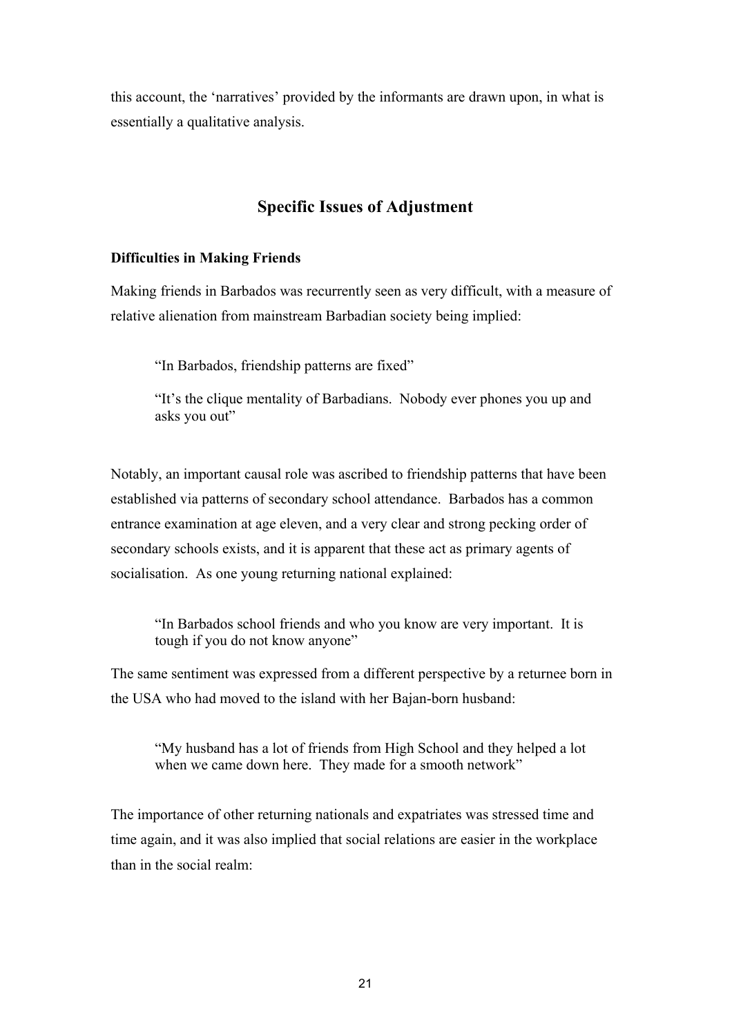this account, the 'narratives' provided by the informants are drawn upon, in what is essentially a qualitative analysis.

## Specific Issues of Adjustment

### Difficulties in Making Friends

Making friends in Barbados was recurrently seen as very difficult, with a measure of relative alienation from mainstream Barbadian society being implied:

> "In Barbados, friendship patterns are fixed"
>
> "It's the clique mentality of Barbadians. Nobody ever phones you up and asks you out"

Notably, an important causal role was ascribed to friendship patterns that have been established via patterns of secondary school attendance. Barbados has a common entrance examination at age eleven, and a very clear and strong pecking order of secondary schools exists, and it is apparent that these act as primary agents of socialisation. As one young returning national explained:

> "In Barbados school friends and who you know are very important. It is tough if you do not know anyone"

The same sentiment was expressed from a different perspective by a returnee born in the USA who had moved to the island with her Bajan-born husband:

> "My husband has a lot of friends from High School and they helped a lot when we came down here. They made for a smooth network"

The importance of other returning nationals and expatriates was stressed time and time again, and it was also implied that social relations are easier in the workplace than in the social realm: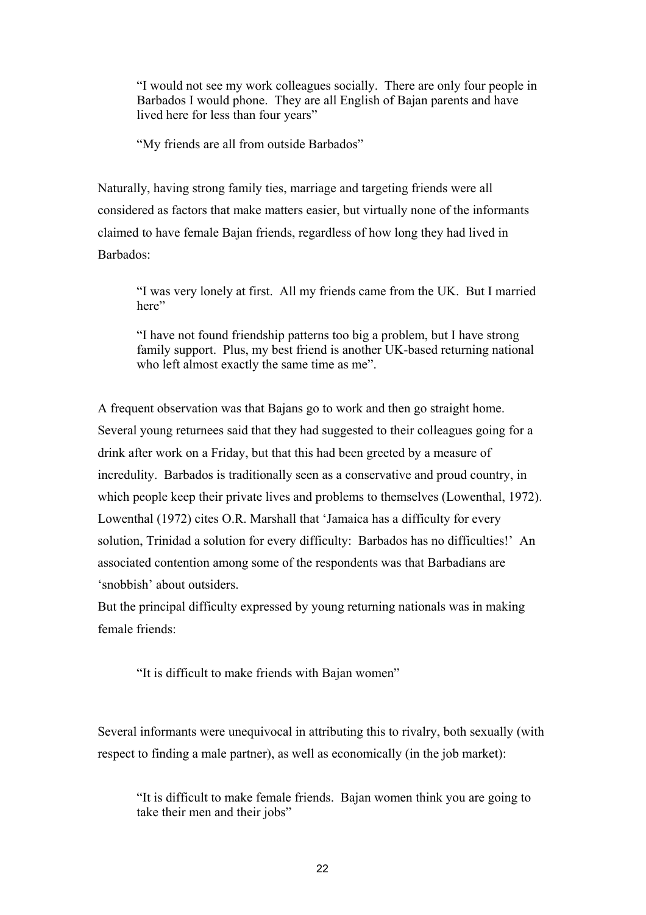> "I would not see my work colleagues socially. There are only four people in Barbados I would phone. They are all English of Bajan parents and have lived here for less than four years"
>
> "My friends are all from outside Barbados"

Naturally, having strong family ties, marriage and targeting friends were all considered as factors that make matters easier, but virtually none of the informants claimed to have female Bajan friends, regardless of how long they had lived in Barbados:

> "I was very lonely at first. All my friends came from the UK. But I married here"
>
> "I have not found friendship patterns too big a problem, but I have strong family support. Plus, my best friend is another UK-based returning national who left almost exactly the same time as me".

A frequent observation was that Bajans go to work and then go straight home. Several young returnees said that they had suggested to their colleagues going for a drink after work on a Friday, but that this had been greeted by a measure of incredulity. Barbados is traditionally seen as a conservative and proud country, in which people keep their private lives and problems to themselves (Lowenthal, 1972). Lowenthal (1972) cites O.R. Marshall that 'Jamaica has a difficulty for every solution, Trinidad a solution for every difficulty: Barbados has no difficulties!' An associated contention among some of the respondents was that Barbadians are 'snobbish' about outsiders.

But the principal difficulty expressed by young returning nationals was in making female friends:

> "It is difficult to make friends with Bajan women"

Several informants were unequivocal in attributing this to rivalry, both sexually (with respect to finding a male partner), as well as economically (in the job market):

> "It is difficult to make female friends. Bajan women think you are going to take their men and their jobs"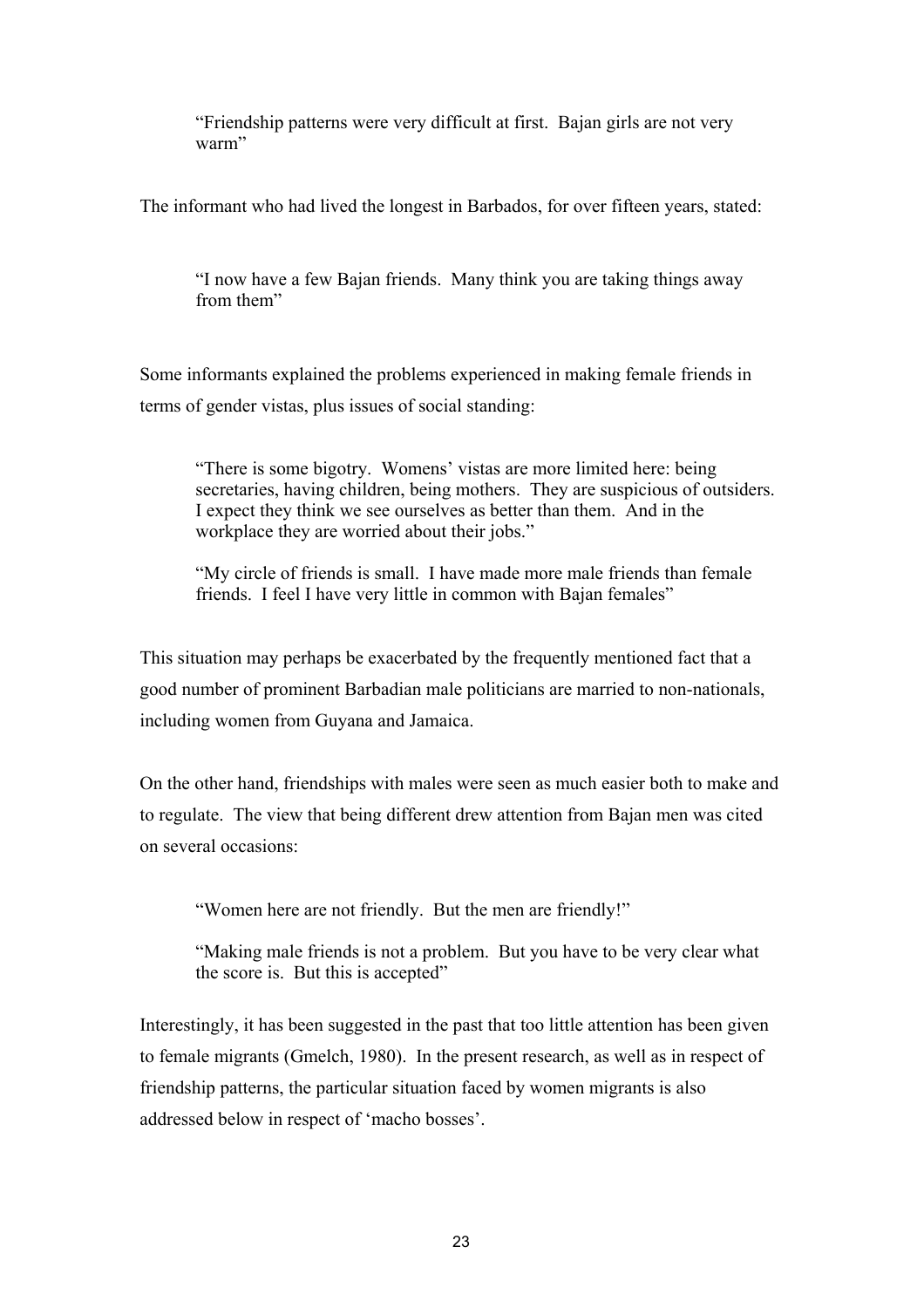> "Friendship patterns were very difficult at first. Bajan girls are not very warm"

The informant who had lived the longest in Barbados, for over fifteen years, stated:

> "I now have a few Bajan friends. Many think you are taking things away from them"

Some informants explained the problems experienced in making female friends in terms of gender vistas, plus issues of social standing:

> "There is some bigotry. Womens' vistas are more limited here: being secretaries, having children, being mothers. They are suspicious of outsiders. I expect they think we see ourselves as better than them. And in the workplace they are worried about their jobs."
>
> "My circle of friends is small. I have made more male friends than female friends. I feel I have very little in common with Bajan females"

This situation may perhaps be exacerbated by the frequently mentioned fact that a good number of prominent Barbadian male politicians are married to non-nationals, including women from Guyana and Jamaica.

On the other hand, friendships with males were seen as much easier both to make and to regulate. The view that being different drew attention from Bajan men was cited on several occasions:

> "Women here are not friendly. But the men are friendly!"
>
> "Making male friends is not a problem. But you have to be very clear what the score is. But this is accepted"

Interestingly, it has been suggested in the past that too little attention has been given to female migrants (Gmelch, 1980). In the present research, as well as in respect of friendship patterns, the particular situation faced by women migrants is also addressed below in respect of 'macho bosses'.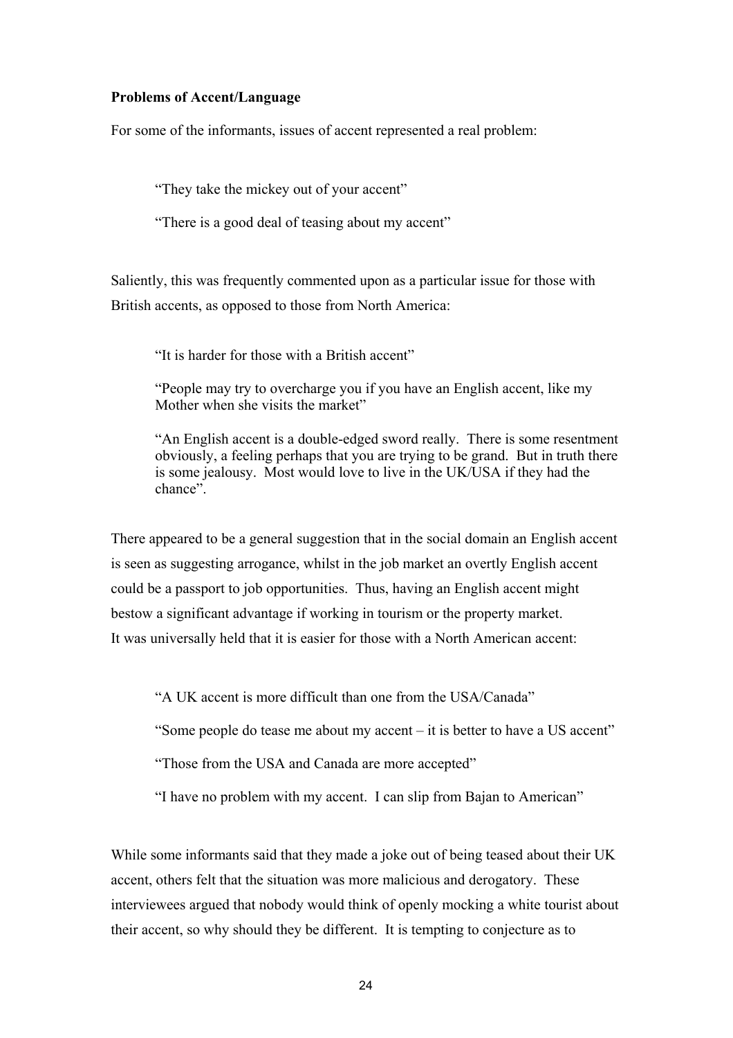**Problems of Accent/Language**

For some of the informants, issues of accent represented a real problem:

> "They take the mickey out of your accent"
>
> "There is a good deal of teasing about my accent"

Saliently, this was frequently commented upon as a particular issue for those with British accents, as opposed to those from North America:

> "It is harder for those with a British accent"
>
> "People may try to overcharge you if you have an English accent, like my Mother when she visits the market"
>
> "An English accent is a double-edged sword really. There is some resentment obviously, a feeling perhaps that you are trying to be grand. But in truth there is some jealousy. Most would love to live in the UK/USA if they had the chance".

There appeared to be a general suggestion that in the social domain an English accent is seen as suggesting arrogance, whilst in the job market an overtly English accent could be a passport to job opportunities. Thus, having an English accent might bestow a significant advantage if working in tourism or the property market. It was universally held that it is easier for those with a North American accent:

> "A UK accent is more difficult than one from the USA/Canada"
>
> "Some people do tease me about my accent – it is better to have a US accent"
>
> "Those from the USA and Canada are more accepted"
>
> "I have no problem with my accent. I can slip from Bajan to American"

While some informants said that they made a joke out of being teased about their UK accent, others felt that the situation was more malicious and derogatory. These interviewees argued that nobody would think of openly mocking a white tourist about their accent, so why should they be different. It is tempting to conjecture as to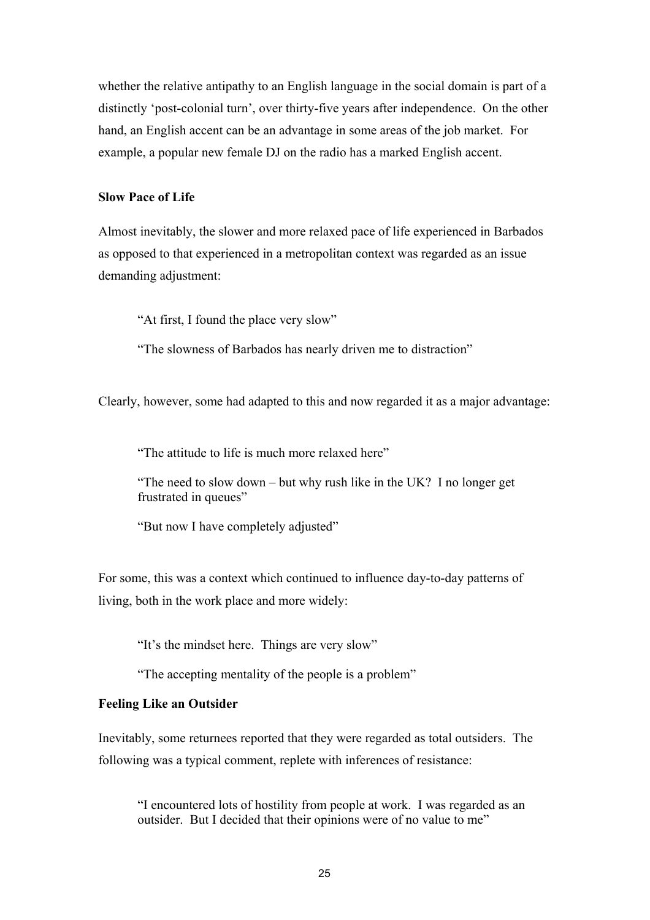whether the relative antipathy to an English language in the social domain is part of a distinctly 'post-colonial turn', over thirty-five years after independence. On the other hand, an English accent can be an advantage in some areas of the job market. For example, a popular new female DJ on the radio has a marked English accent.

**Slow Pace of Life**

Almost inevitably, the slower and more relaxed pace of life experienced in Barbados as opposed to that experienced in a metropolitan context was regarded as an issue demanding adjustment:

> "At first, I found the place very slow"
>
> "The slowness of Barbados has nearly driven me to distraction"

Clearly, however, some had adapted to this and now regarded it as a major advantage:

> "The attitude to life is much more relaxed here"
>
> "The need to slow down – but why rush like in the UK? I no longer get frustrated in queues"
>
> "But now I have completely adjusted"

For some, this was a context which continued to influence day-to-day patterns of living, both in the work place and more widely:

> "It's the mindset here. Things are very slow"
>
> "The accepting mentality of the people is a problem"

**Feeling Like an Outsider**

Inevitably, some returnees reported that they were regarded as total outsiders. The following was a typical comment, replete with inferences of resistance:

> "I encountered lots of hostility from people at work. I was regarded as an outsider. But I decided that their opinions were of no value to me"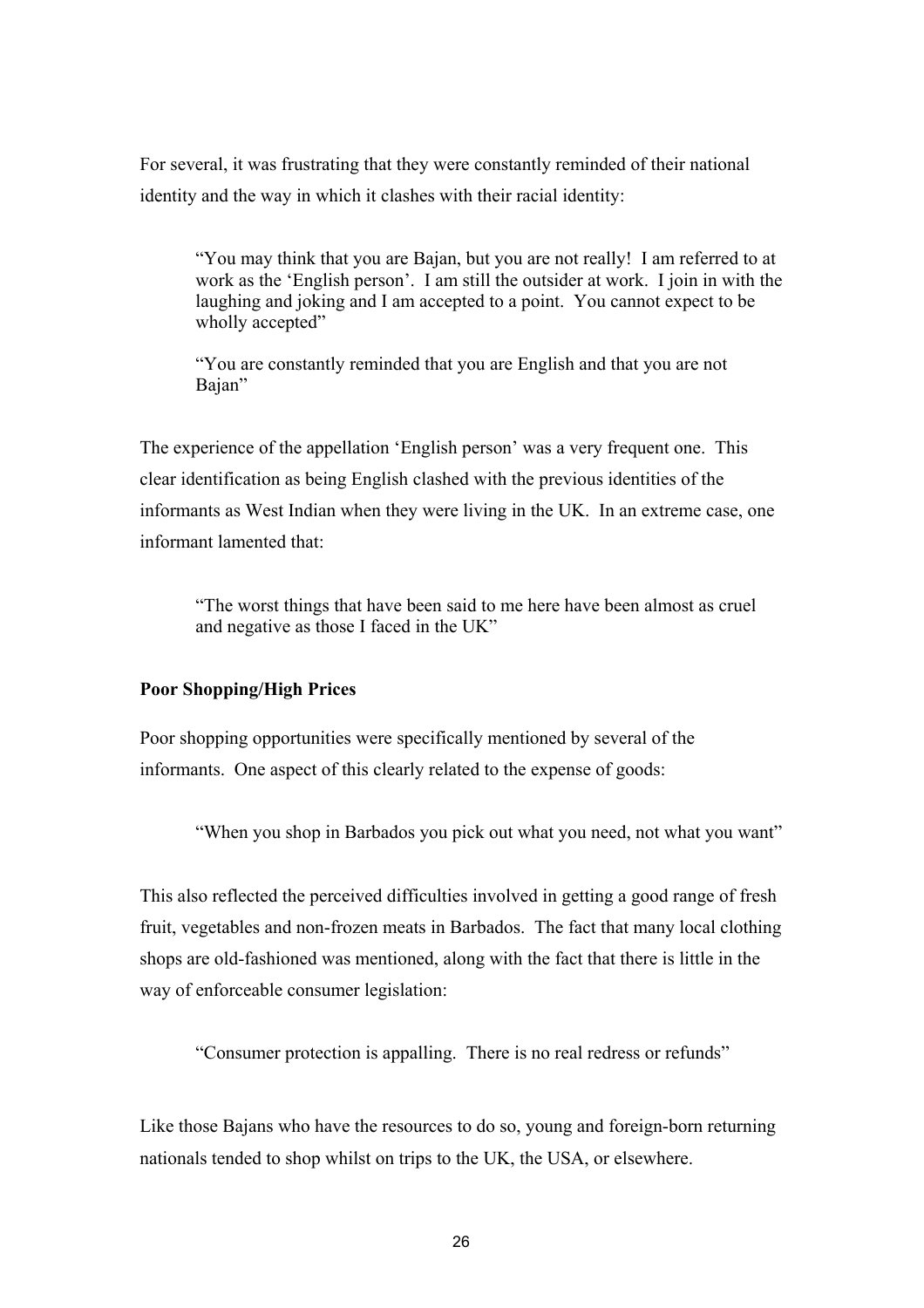For several, it was frustrating that they were constantly reminded of their national identity and the way in which it clashes with their racial identity:

> "You may think that you are Bajan, but you are not really! I am referred to at work as the 'English person'. I am still the outsider at work. I join in with the laughing and joking and I am accepted to a point. You cannot expect to be wholly accepted"

> "You are constantly reminded that you are English and that you are not Bajan"

The experience of the appellation 'English person' was a very frequent one. This clear identification as being English clashed with the previous identities of the informants as West Indian when they were living in the UK. In an extreme case, one informant lamented that:

> "The worst things that have been said to me here have been almost as cruel and negative as those I faced in the UK"

**Poor Shopping/High Prices**

Poor shopping opportunities were specifically mentioned by several of the informants. One aspect of this clearly related to the expense of goods:

> "When you shop in Barbados you pick out what you need, not what you want"

This also reflected the perceived difficulties involved in getting a good range of fresh fruit, vegetables and non-frozen meats in Barbados. The fact that many local clothing shops are old-fashioned was mentioned, along with the fact that there is little in the way of enforceable consumer legislation:

> "Consumer protection is appalling. There is no real redress or refunds"

Like those Bajans who have the resources to do so, young and foreign-born returning nationals tended to shop whilst on trips to the UK, the USA, or elsewhere.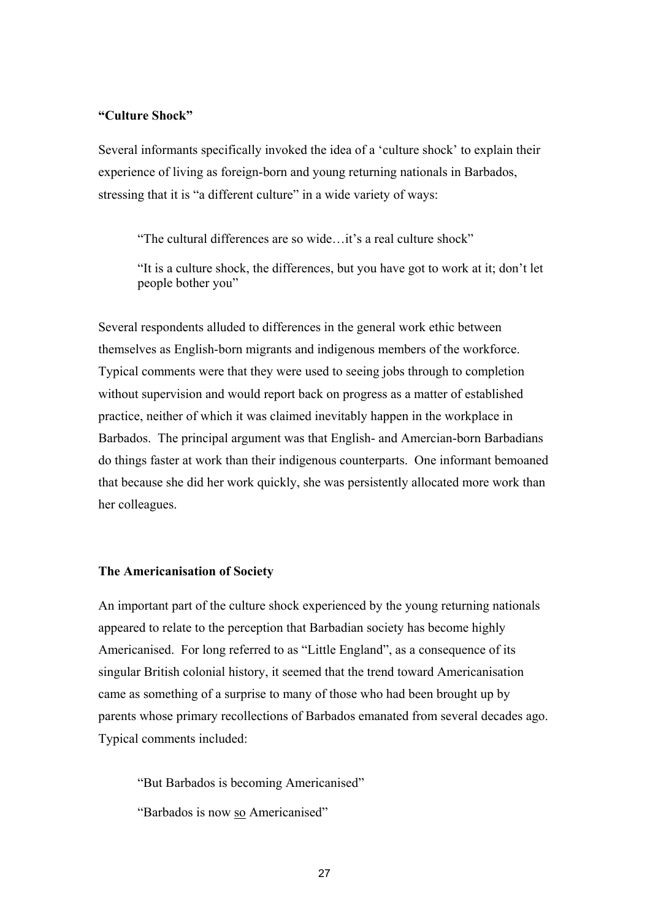**"Culture Shock"**

Several informants specifically invoked the idea of a 'culture shock' to explain their experience of living as foreign-born and young returning nationals in Barbados, stressing that it is "a different culture" in a wide variety of ways:

> "The cultural differences are so wide…it's a real culture shock"
>
> "It is a culture shock, the differences, but you have got to work at it; don't let people bother you"

Several respondents alluded to differences in the general work ethic between themselves as English-born migrants and indigenous members of the workforce. Typical comments were that they were used to seeing jobs through to completion without supervision and would report back on progress as a matter of established practice, neither of which it was claimed inevitably happen in the workplace in Barbados. The principal argument was that English- and Amercian-born Barbadians do things faster at work than their indigenous counterparts. One informant bemoaned that because she did her work quickly, she was persistently allocated more work than her colleagues.

**The Americanisation of Society**

An important part of the culture shock experienced by the young returning nationals appeared to relate to the perception that Barbadian society has become highly Americanised. For long referred to as "Little England", as a consequence of its singular British colonial history, it seemed that the trend toward Americanisation came as something of a surprise to many of those who had been brought up by parents whose primary recollections of Barbados emanated from several decades ago. Typical comments included:

> "But Barbados is becoming Americanised"
>
> "Barbados is now <u>so</u> Americanised"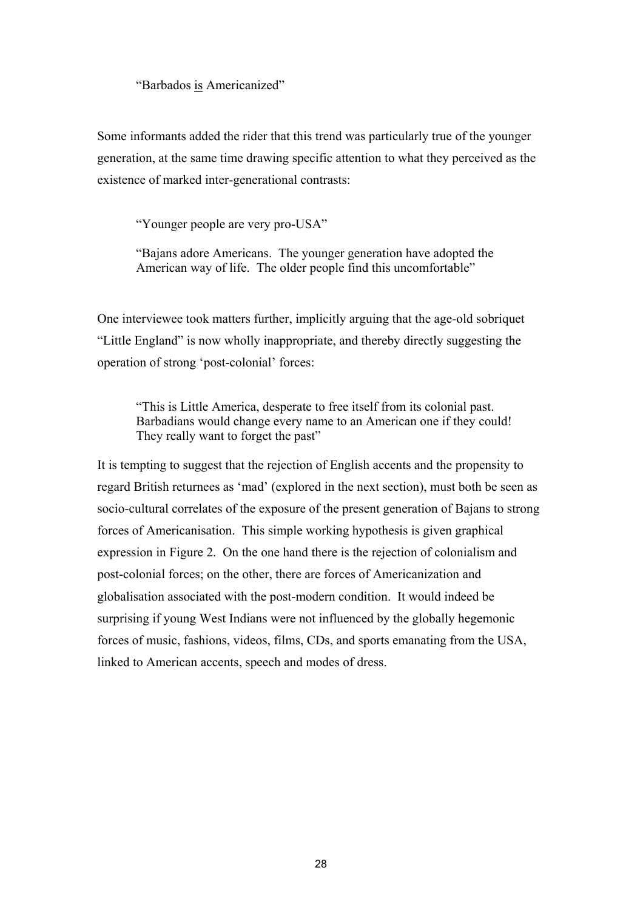> "Barbados <u>is</u> Americanized"

Some informants added the rider that this trend was particularly true of the younger generation, at the same time drawing specific attention to what they perceived as the existence of marked inter-generational contrasts:

> "Younger people are very pro-USA"
>
> "Bajans adore Americans. The younger generation have adopted the American way of life. The older people find this uncomfortable"

One interviewee took matters further, implicitly arguing that the age-old sobriquet "Little England" is now wholly inappropriate, and thereby directly suggesting the operation of strong 'post-colonial' forces:

> "This is Little America, desperate to free itself from its colonial past. Barbadians would change every name to an American one if they could! They really want to forget the past"

It is tempting to suggest that the rejection of English accents and the propensity to regard British returnees as 'mad' (explored in the next section), must both be seen as socio-cultural correlates of the exposure of the present generation of Bajans to strong forces of Americanisation. This simple working hypothesis is given graphical expression in Figure 2. On the one hand there is the rejection of colonialism and post-colonial forces; on the other, there are forces of Americanization and globalisation associated with the post-modern condition. It would indeed be surprising if young West Indians were not influenced by the globally hegemonic forces of music, fashions, videos, films, CDs, and sports emanating from the USA, linked to American accents, speech and modes of dress.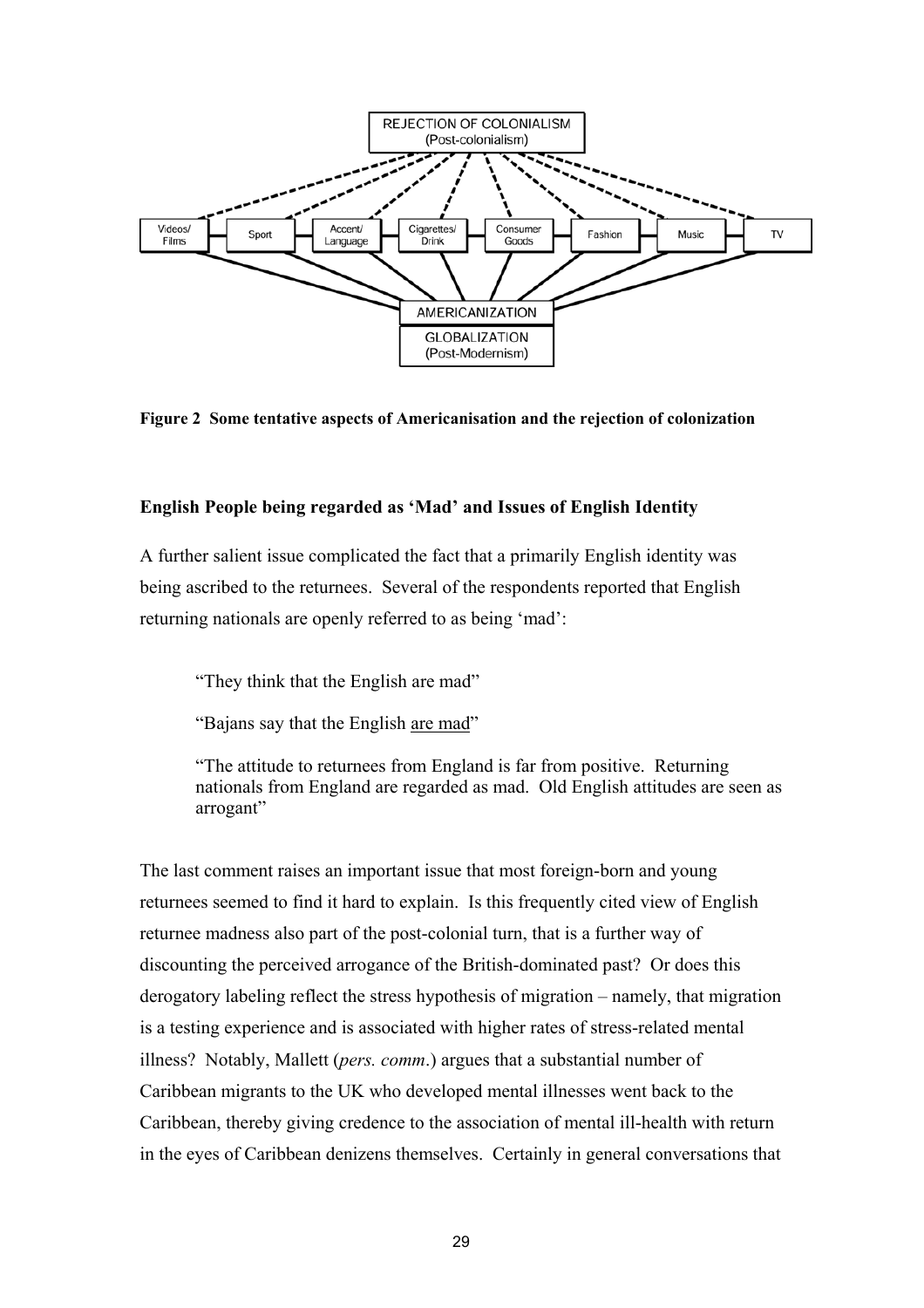**Figure 2 Some tentative aspects of Americanisation and the rejection of colonization**

### English People being regarded as 'Mad' and Issues of English Identity

A further salient issue complicated the fact that a primarily English identity was being ascribed to the returnees. Several of the respondents reported that English returning nationals are openly referred to as being 'mad':

> "They think that the English are mad"
>
> "Bajans say that the English are mad"
>
> "The attitude to returnees from England is far from positive. Returning nationals from England are regarded as mad. Old English attitudes are seen as arrogant"

The last comment raises an important issue that most foreign-born and young returnees seemed to find it hard to explain. Is this frequently cited view of English returnee madness also part of the post-colonial turn, that is a further way of discounting the perceived arrogance of the British-dominated past? Or does this derogatory labeling reflect the stress hypothesis of migration – namely, that migration is a testing experience and is associated with higher rates of stress-related mental illness? Notably, Mallett (*pers. comm*.) argues that a substantial number of Caribbean migrants to the UK who developed mental illnesses went back to the Caribbean, thereby giving credence to the association of mental ill-health with return in the eyes of Caribbean denizens themselves. Certainly in general conversations that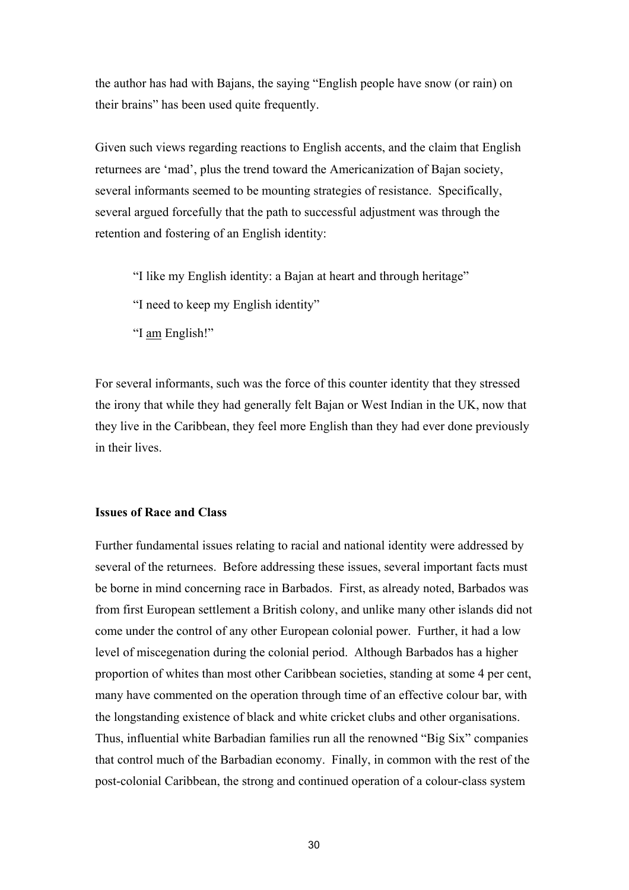the author has had with Bajans, the saying "English people have snow (or rain) on their brains" has been used quite frequently.

Given such views regarding reactions to English accents, and the claim that English returnees are 'mad', plus the trend toward the Americanization of Bajan society, several informants seemed to be mounting strategies of resistance. Specifically, several argued forcefully that the path to successful adjustment was through the retention and fostering of an English identity:

> "I like my English identity: a Bajan at heart and through heritage"
>
> "I need to keep my English identity"
>
> "I <u>am</u> English!"

For several informants, such was the force of this counter identity that they stressed the irony that while they had generally felt Bajan or West Indian in the UK, now that they live in the Caribbean, they feel more English than they had ever done previously in their lives.

**Issues of Race and Class**

Further fundamental issues relating to racial and national identity were addressed by several of the returnees. Before addressing these issues, several important facts must be borne in mind concerning race in Barbados. First, as already noted, Barbados was from first European settlement a British colony, and unlike many other islands did not come under the control of any other European colonial power. Further, it had a low level of miscegenation during the colonial period. Although Barbados has a higher proportion of whites than most other Caribbean societies, standing at some 4 per cent, many have commented on the operation through time of an effective colour bar, with the longstanding existence of black and white cricket clubs and other organisations. Thus, influential white Barbadian families run all the renowned "Big Six" companies that control much of the Barbadian economy. Finally, in common with the rest of the post-colonial Caribbean, the strong and continued operation of a colour-class system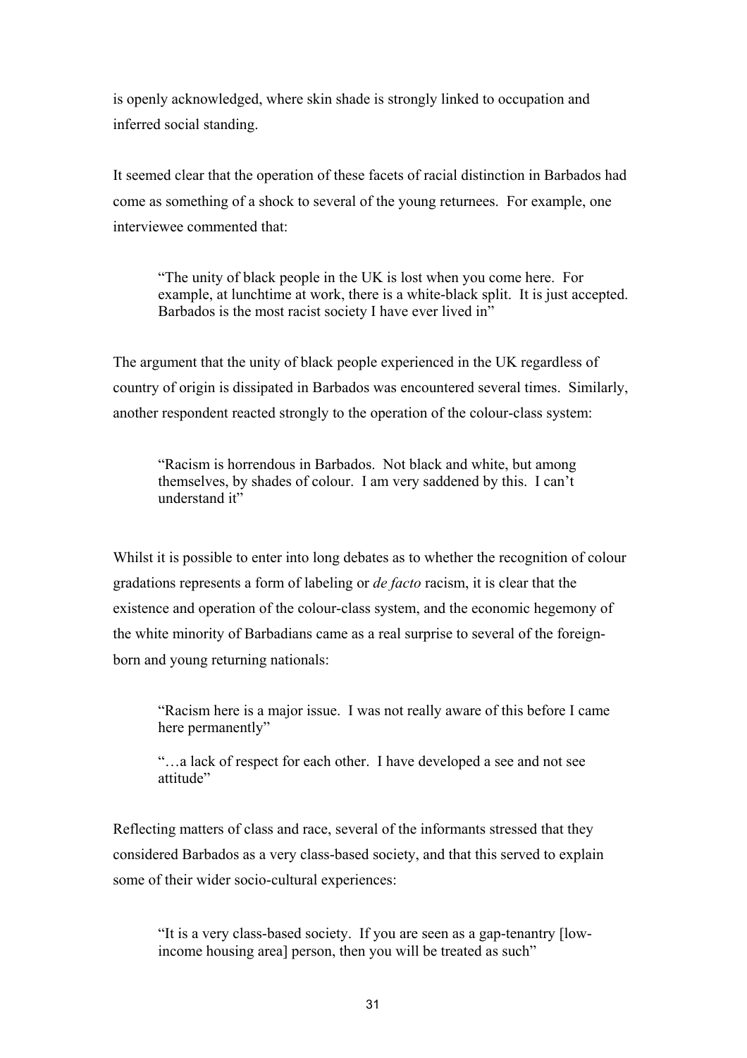is openly acknowledged, where skin shade is strongly linked to occupation and inferred social standing.

It seemed clear that the operation of these facets of racial distinction in Barbados had come as something of a shock to several of the young returnees. For example, one interviewee commented that:

> "The unity of black people in the UK is lost when you come here. For example, at lunchtime at work, there is a white-black split. It is just accepted. Barbados is the most racist society I have ever lived in"

The argument that the unity of black people experienced in the UK regardless of country of origin is dissipated in Barbados was encountered several times. Similarly, another respondent reacted strongly to the operation of the colour-class system:

> "Racism is horrendous in Barbados. Not black and white, but among themselves, by shades of colour. I am very saddened by this. I can't understand it"

Whilst it is possible to enter into long debates as to whether the recognition of colour gradations represents a form of labeling or *de facto* racism, it is clear that the existence and operation of the colour-class system, and the economic hegemony of the white minority of Barbadians came as a real surprise to several of the foreign-born and young returning nationals:

> "Racism here is a major issue. I was not really aware of this before I came here permanently"
>
> "…a lack of respect for each other. I have developed a see and not see attitude"

Reflecting matters of class and race, several of the informants stressed that they considered Barbados as a very class-based society, and that this served to explain some of their wider socio-cultural experiences:

> "It is a very class-based society. If you are seen as a gap-tenantry [low-income housing area] person, then you will be treated as such"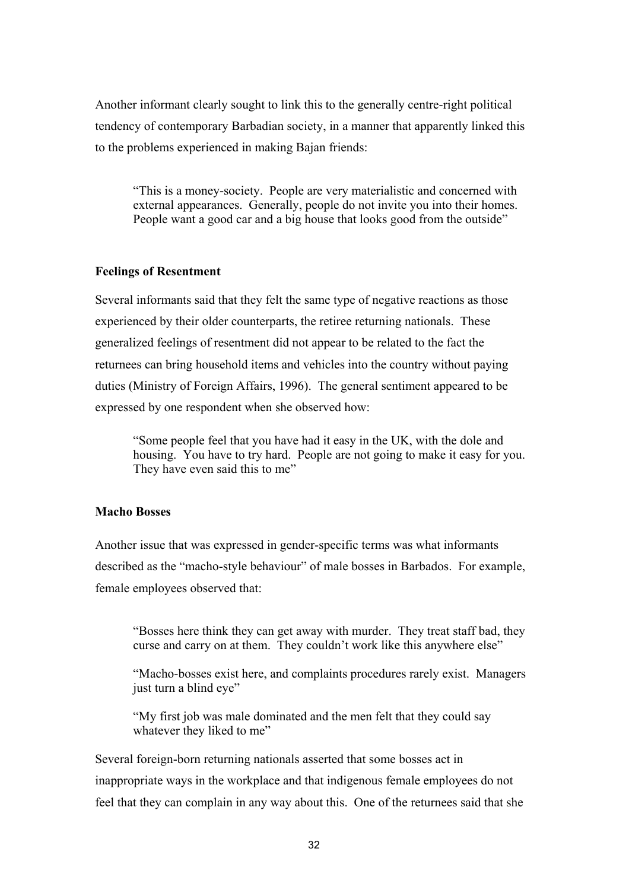Another informant clearly sought to link this to the generally centre-right political tendency of contemporary Barbadian society, in a manner that apparently linked this to the problems experienced in making Bajan friends:

> "This is a money-society. People are very materialistic and concerned with external appearances. Generally, people do not invite you into their homes. People want a good car and a big house that looks good from the outside"

**Feelings of Resentment**

Several informants said that they felt the same type of negative reactions as those experienced by their older counterparts, the retiree returning nationals. These generalized feelings of resentment did not appear to be related to the fact the returnees can bring household items and vehicles into the country without paying duties (Ministry of Foreign Affairs, 1996). The general sentiment appeared to be expressed by one respondent when she observed how:

> "Some people feel that you have had it easy in the UK, with the dole and housing. You have to try hard. People are not going to make it easy for you. They have even said this to me"

**Macho Bosses**

Another issue that was expressed in gender-specific terms was what informants described as the "macho-style behaviour" of male bosses in Barbados. For example, female employees observed that:

> "Bosses here think they can get away with murder. They treat staff bad, they curse and carry on at them. They couldn't work like this anywhere else"
>
> "Macho-bosses exist here, and complaints procedures rarely exist. Managers just turn a blind eye"
>
> "My first job was male dominated and the men felt that they could say whatever they liked to me"

Several foreign-born returning nationals asserted that some bosses act in inappropriate ways in the workplace and that indigenous female employees do not feel that they can complain in any way about this. One of the returnees said that she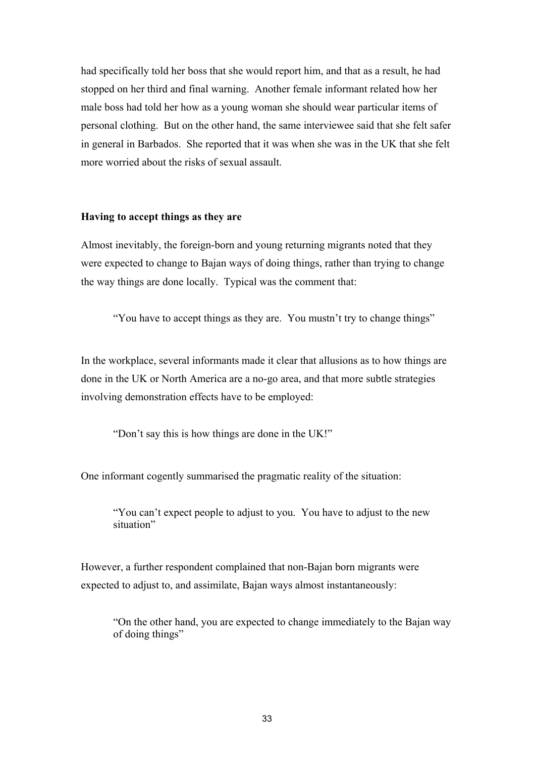had specifically told her boss that she would report him, and that as a result, he had stopped on her third and final warning. Another female informant related how her male boss had told her how as a young woman she should wear particular items of personal clothing. But on the other hand, the same interviewee said that she felt safer in general in Barbados. She reported that it was when she was in the UK that she felt more worried about the risks of sexual assault.

**Having to accept things as they are**

Almost inevitably, the foreign-born and young returning migrants noted that they were expected to change to Bajan ways of doing things, rather than trying to change the way things are done locally. Typical was the comment that:

> "You have to accept things as they are. You mustn't try to change things"

In the workplace, several informants made it clear that allusions as to how things are done in the UK or North America are a no-go area, and that more subtle strategies involving demonstration effects have to be employed:

> "Don't say this is how things are done in the UK!"

One informant cogently summarised the pragmatic reality of the situation:

> "You can't expect people to adjust to you. You have to adjust to the new situation"

However, a further respondent complained that non-Bajan born migrants were expected to adjust to, and assimilate, Bajan ways almost instantaneously:

> "On the other hand, you are expected to change immediately to the Bajan way of doing things"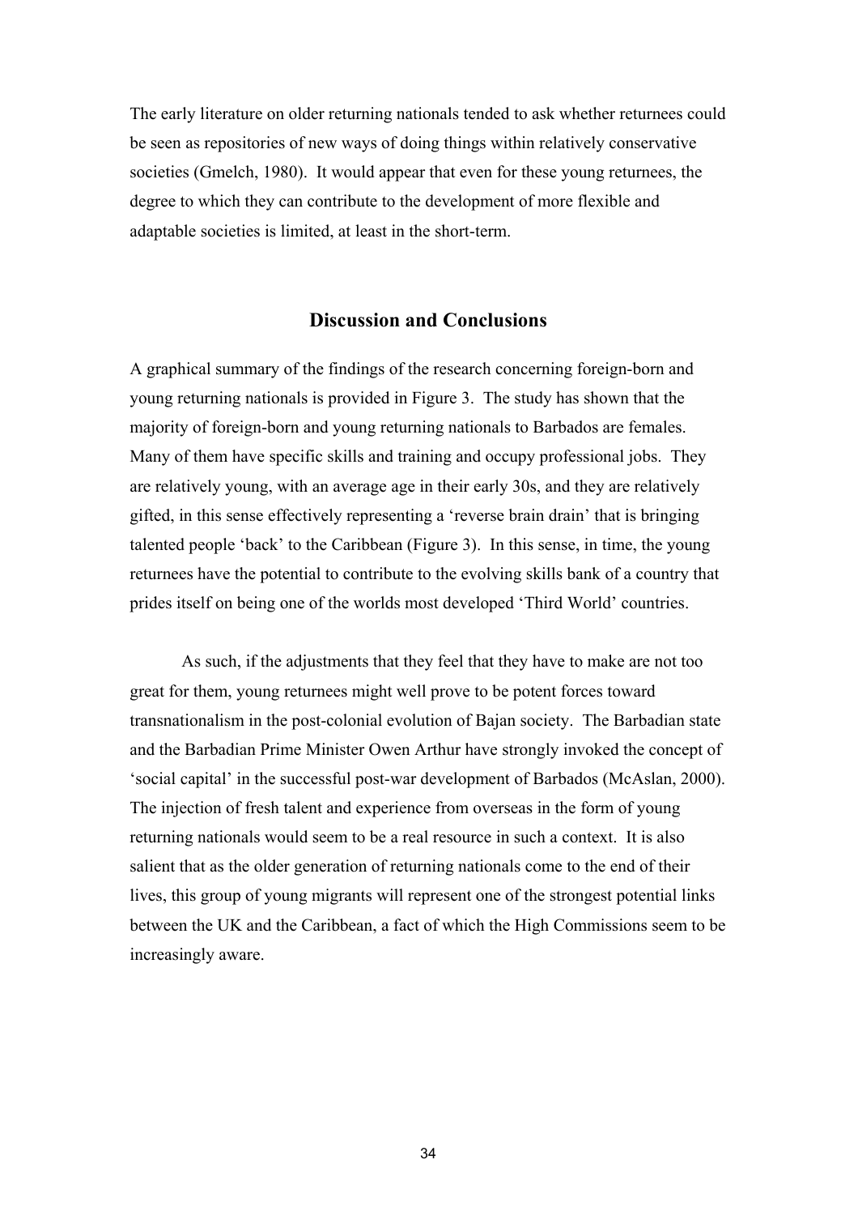The early literature on older returning nationals tended to ask whether returnees could be seen as repositories of new ways of doing things within relatively conservative societies (Gmelch, 1980). It would appear that even for these young returnees, the degree to which they can contribute to the development of more flexible and adaptable societies is limited, at least in the short-term.

## Discussion and Conclusions

A graphical summary of the findings of the research concerning foreign-born and young returning nationals is provided in Figure 3. The study has shown that the majority of foreign-born and young returning nationals to Barbados are females. Many of them have specific skills and training and occupy professional jobs. They are relatively young, with an average age in their early 30s, and they are relatively gifted, in this sense effectively representing a 'reverse brain drain' that is bringing talented people 'back' to the Caribbean (Figure 3). In this sense, in time, the young returnees have the potential to contribute to the evolving skills bank of a country that prides itself on being one of the worlds most developed 'Third World' countries.

As such, if the adjustments that they feel that they have to make are not too great for them, young returnees might well prove to be potent forces toward transnationalism in the post-colonial evolution of Bajan society. The Barbadian state and the Barbadian Prime Minister Owen Arthur have strongly invoked the concept of 'social capital' in the successful post-war development of Barbados (McAslan, 2000). The injection of fresh talent and experience from overseas in the form of young returning nationals would seem to be a real resource in such a context. It is also salient that as the older generation of returning nationals come to the end of their lives, this group of young migrants will represent one of the strongest potential links between the UK and the Caribbean, a fact of which the High Commissions seem to be increasingly aware.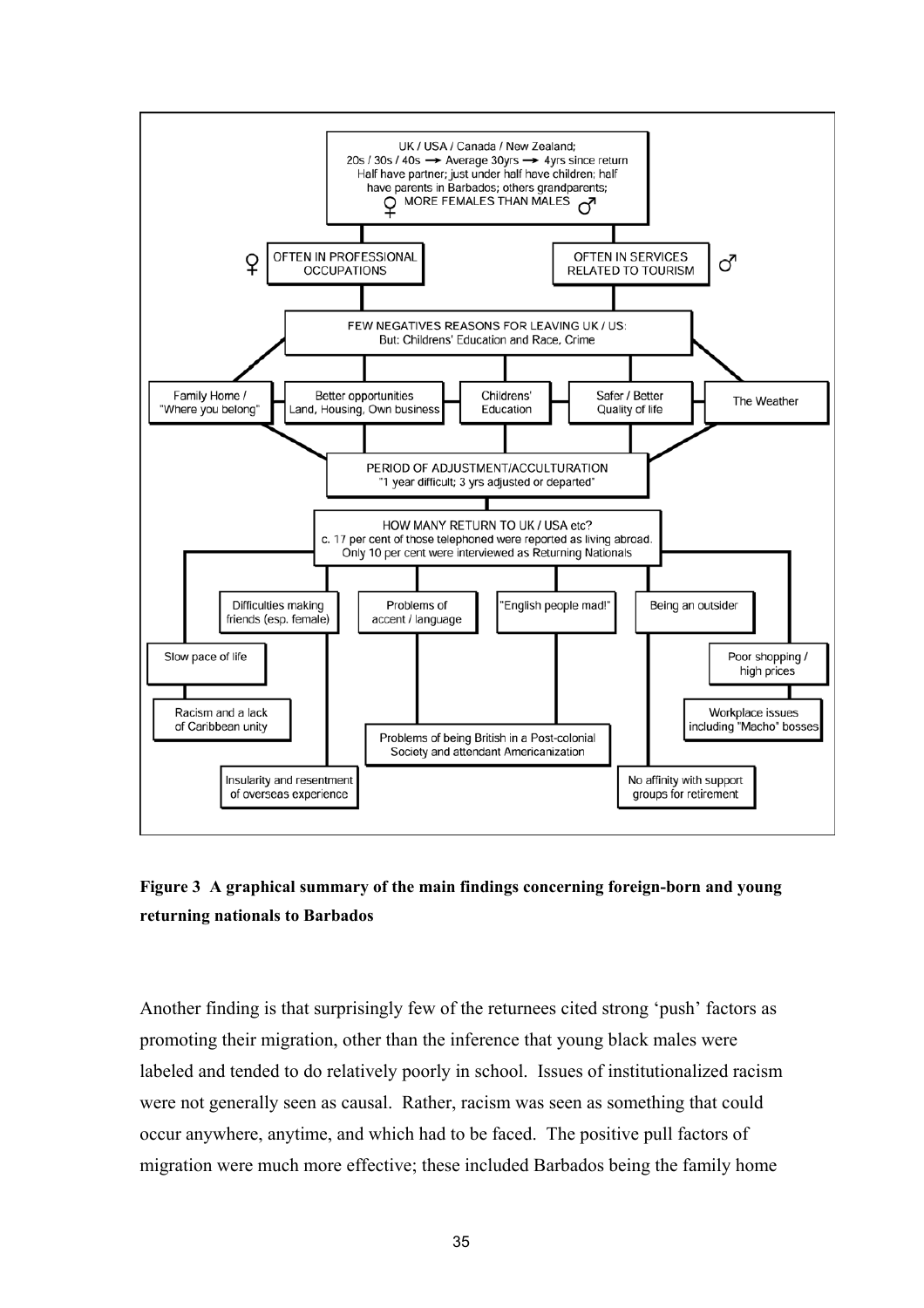UK / USA / Canada / New Zealand;
20s / 30s / 40s → Average 30yrs → 4yrs since return
Half have partner; just under half have children; half have parents in Barbados; others grandparents;
♀ MORE FEMALES THAN MALES ♂

♀ OFTEN IN PROFESSIONAL OCCUPATIONS

OFTEN IN SERVICES RELATED TO TOURISM ♂

FEW NEGATIVES REASONS FOR LEAVING UK / US:
But: Childrens' Education and Race, Crime

- Family Home / "Where you belong"
- Better opportunities Land, Housing, Own business
- Childrens' Education
- Safer / Better Quality of life
- The Weather

PERIOD OF ADJUSTMENT/ACCULTURATION
"1 year difficult; 3 yrs adjusted or departed"

HOW MANY RETURN TO UK / USA etc?
c. 17 per cent of those telephoned were reported as living abroad.
Only 10 per cent were interviewed as Returning Nationals

- Difficulties making friends (esp. female)
- Problems of accent / language
- "English people mad!"
- Being an outsider
- Slow pace of life
- Poor shopping / high prices
- Racism and a lack of Caribbean unity
- Workplace issues including "Macho" bosses
- Problems of being British in a Post-colonial Society and attendant Americanization
- Insularity and resentment of overseas experience
- No affinity with support groups for retirement

**Figure 3 A graphical summary of the main findings concerning foreign-born and young returning nationals to Barbados**

Another finding is that surprisingly few of the returnees cited strong 'push' factors as promoting their migration, other than the inference that young black males were labeled and tended to do relatively poorly in school. Issues of institutionalized racism were not generally seen as causal. Rather, racism was seen as something that could occur anywhere, anytime, and which had to be faced. The positive pull factors of migration were much more effective; these included Barbados being the family home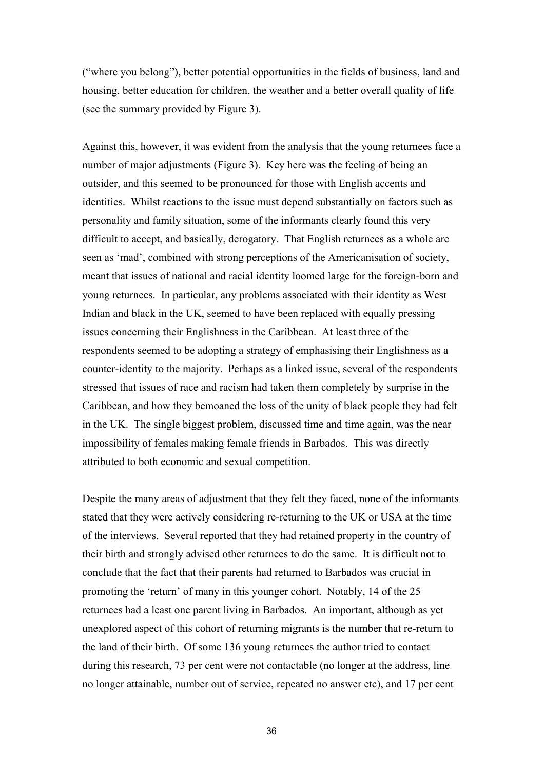("where you belong"), better potential opportunities in the fields of business, land and housing, better education for children, the weather and a better overall quality of life (see the summary provided by Figure 3).

Against this, however, it was evident from the analysis that the young returnees face a number of major adjustments (Figure 3). Key here was the feeling of being an outsider, and this seemed to be pronounced for those with English accents and identities. Whilst reactions to the issue must depend substantially on factors such as personality and family situation, some of the informants clearly found this very difficult to accept, and basically, derogatory. That English returnees as a whole are seen as 'mad', combined with strong perceptions of the Americanisation of society, meant that issues of national and racial identity loomed large for the foreign-born and young returnees. In particular, any problems associated with their identity as West Indian and black in the UK, seemed to have been replaced with equally pressing issues concerning their Englishness in the Caribbean. At least three of the respondents seemed to be adopting a strategy of emphasising their Englishness as a counter-identity to the majority. Perhaps as a linked issue, several of the respondents stressed that issues of race and racism had taken them completely by surprise in the Caribbean, and how they bemoaned the loss of the unity of black people they had felt in the UK. The single biggest problem, discussed time and time again, was the near impossibility of females making female friends in Barbados. This was directly attributed to both economic and sexual competition.

Despite the many areas of adjustment that they felt they faced, none of the informants stated that they were actively considering re-returning to the UK or USA at the time of the interviews. Several reported that they had retained property in the country of their birth and strongly advised other returnees to do the same. It is difficult not to conclude that the fact that their parents had returned to Barbados was crucial in promoting the 'return' of many in this younger cohort. Notably, 14 of the 25 returnees had a least one parent living in Barbados. An important, although as yet unexplored aspect of this cohort of returning migrants is the number that re-return to the land of their birth. Of some 136 young returnees the author tried to contact during this research, 73 per cent were not contactable (no longer at the address, line no longer attainable, number out of service, repeated no answer etc), and 17 per cent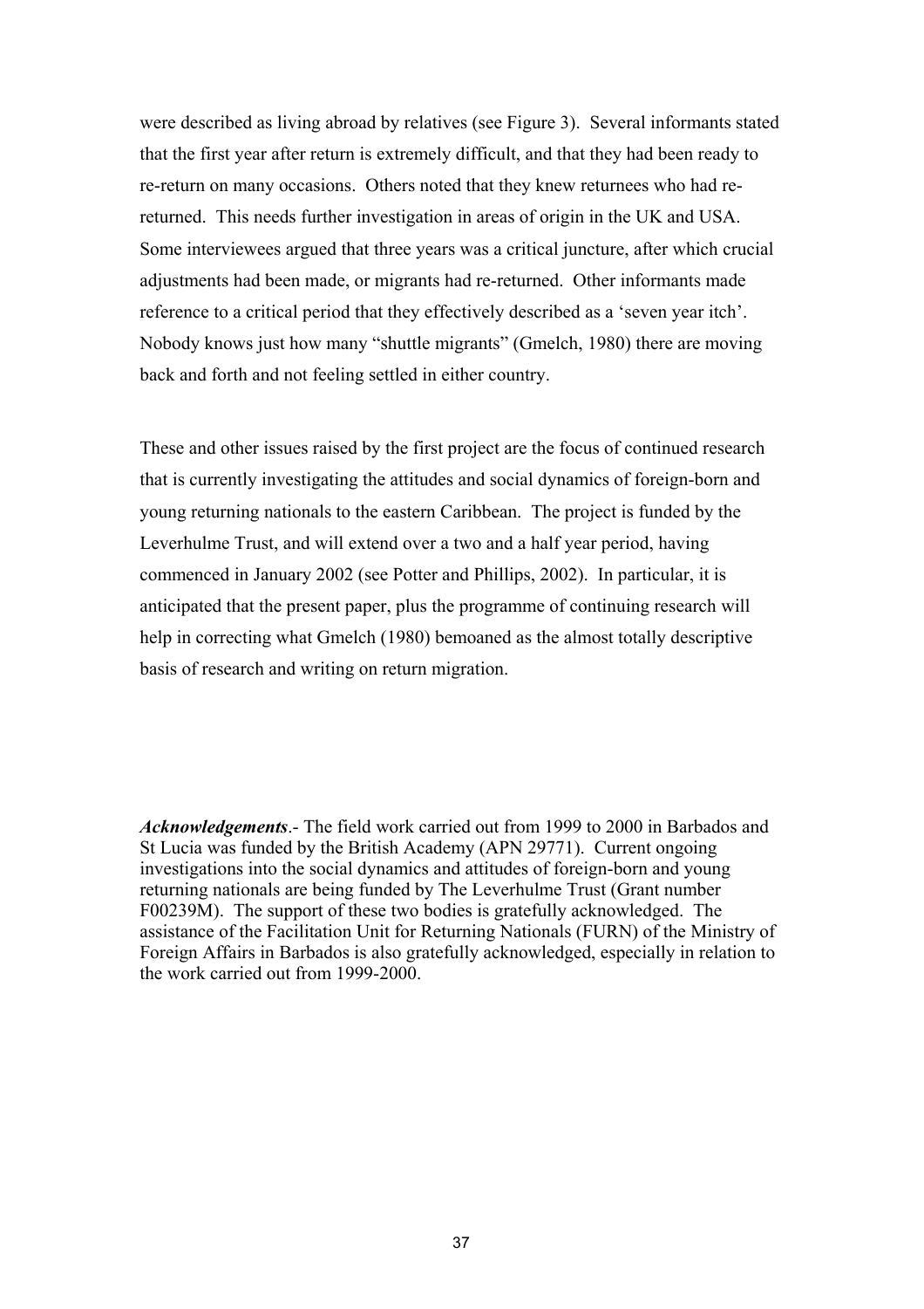were described as living abroad by relatives (see Figure 3). Several informants stated that the first year after return is extremely difficult, and that they had been ready to re-return on many occasions. Others noted that they knew returnees who had re-returned. This needs further investigation in areas of origin in the UK and USA. Some interviewees argued that three years was a critical juncture, after which crucial adjustments had been made, or migrants had re-returned. Other informants made reference to a critical period that they effectively described as a 'seven year itch'. Nobody knows just how many "shuttle migrants" (Gmelch, 1980) there are moving back and forth and not feeling settled in either country.

These and other issues raised by the first project are the focus of continued research that is currently investigating the attitudes and social dynamics of foreign-born and young returning nationals to the eastern Caribbean. The project is funded by the Leverhulme Trust, and will extend over a two and a half year period, having commenced in January 2002 (see Potter and Phillips, 2002). In particular, it is anticipated that the present paper, plus the programme of continuing research will help in correcting what Gmelch (1980) bemoaned as the almost totally descriptive basis of research and writing on return migration.

***Acknowledgements***.- The field work carried out from 1999 to 2000 in Barbados and St Lucia was funded by the British Academy (APN 29771). Current ongoing investigations into the social dynamics and attitudes of foreign-born and young returning nationals are being funded by The Leverhulme Trust (Grant number F00239M). The support of these two bodies is gratefully acknowledged. The assistance of the Facilitation Unit for Returning Nationals (FURN) of the Ministry of Foreign Affairs in Barbados is also gratefully acknowledged, especially in relation to the work carried out from 1999-2000.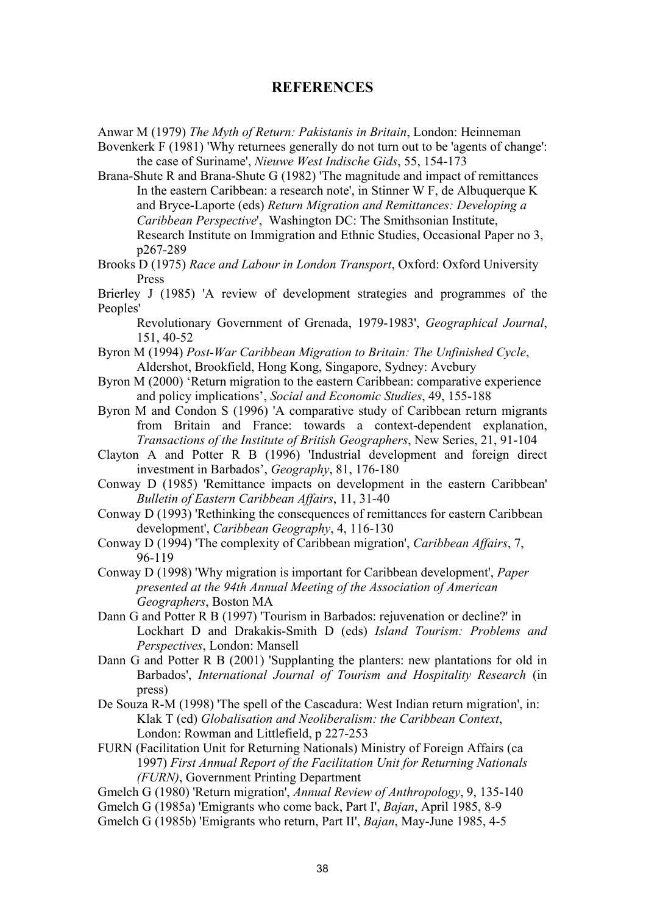## REFERENCES

Anwar M (1979) *The Myth of Return: Pakistanis in Britain*, London: Heinneman

Bovenkerk F (1981) 'Why returnees generally do not turn out to be 'agents of change': the case of Suriname', *Nieuwe West Indische Gids*, 55, 154-173

Brana-Shute R and Brana-Shute G (1982) 'The magnitude and impact of remittances In the eastern Caribbean: a research note', in Stinner W F, de Albuquerque K and Bryce-Laporte (eds) *Return Migration and Remittances: Developing a Caribbean Perspective*', Washington DC: The Smithsonian Institute, Research Institute on Immigration and Ethnic Studies, Occasional Paper no 3, p267-289

Brooks D (1975) *Race and Labour in London Transport*, Oxford: Oxford University Press

Brierley J (1985) 'A review of development strategies and programmes of the Peoples' Revolutionary Government of Grenada, 1979-1983', *Geographical Journal*, 151, 40-52

Byron M (1994) *Post-War Caribbean Migration to Britain: The Unfinished Cycle*, Aldershot, Brookfield, Hong Kong, Singapore, Sydney: Avebury

Byron M (2000) 'Return migration to the eastern Caribbean: comparative experience and policy implications', *Social and Economic Studies*, 49, 155-188

Byron M and Condon S (1996) 'A comparative study of Caribbean return migrants from Britain and France: towards a context-dependent explanation, *Transactions of the Institute of British Geographers*, New Series, 21, 91-104

Clayton A and Potter R B (1996) 'Industrial development and foreign direct investment in Barbados', *Geography*, 81, 176-180

Conway D (1985) 'Remittance impacts on development in the eastern Caribbean' *Bulletin of Eastern Caribbean Affairs*, 11, 31-40

Conway D (1993) 'Rethinking the consequences of remittances for eastern Caribbean development', *Caribbean Geography*, 4, 116-130

Conway D (1994) 'The complexity of Caribbean migration', *Caribbean Affairs*, 7, 96-119

Conway D (1998) 'Why migration is important for Caribbean development', *Paper presented at the 94th Annual Meeting of the Association of American Geographers*, Boston MA

Dann G and Potter R B (1997) 'Tourism in Barbados: rejuvenation or decline?' in Lockhart D and Drakakis-Smith D (eds) *Island Tourism: Problems and Perspectives*, London: Mansell

Dann G and Potter R B (2001) 'Supplanting the planters: new plantations for old in Barbados', *International Journal of Tourism and Hospitality Research* (in press)

De Souza R-M (1998) 'The spell of the Cascadura: West Indian return migration', in: Klak T (ed) *Globalisation and Neoliberalism: the Caribbean Context*, London: Rowman and Littlefield, p 227-253

FURN (Facilitation Unit for Returning Nationals) Ministry of Foreign Affairs (ca 1997) *First Annual Report of the Facilitation Unit for Returning Nationals (FURN)*, Government Printing Department

Gmelch G (1980) 'Return migration', *Annual Review of Anthropology*, 9, 135-140

Gmelch G (1985a) 'Emigrants who come back, Part I', *Bajan*, April 1985, 8-9

Gmelch G (1985b) 'Emigrants who return, Part II', *Bajan*, May-June 1985, 4-5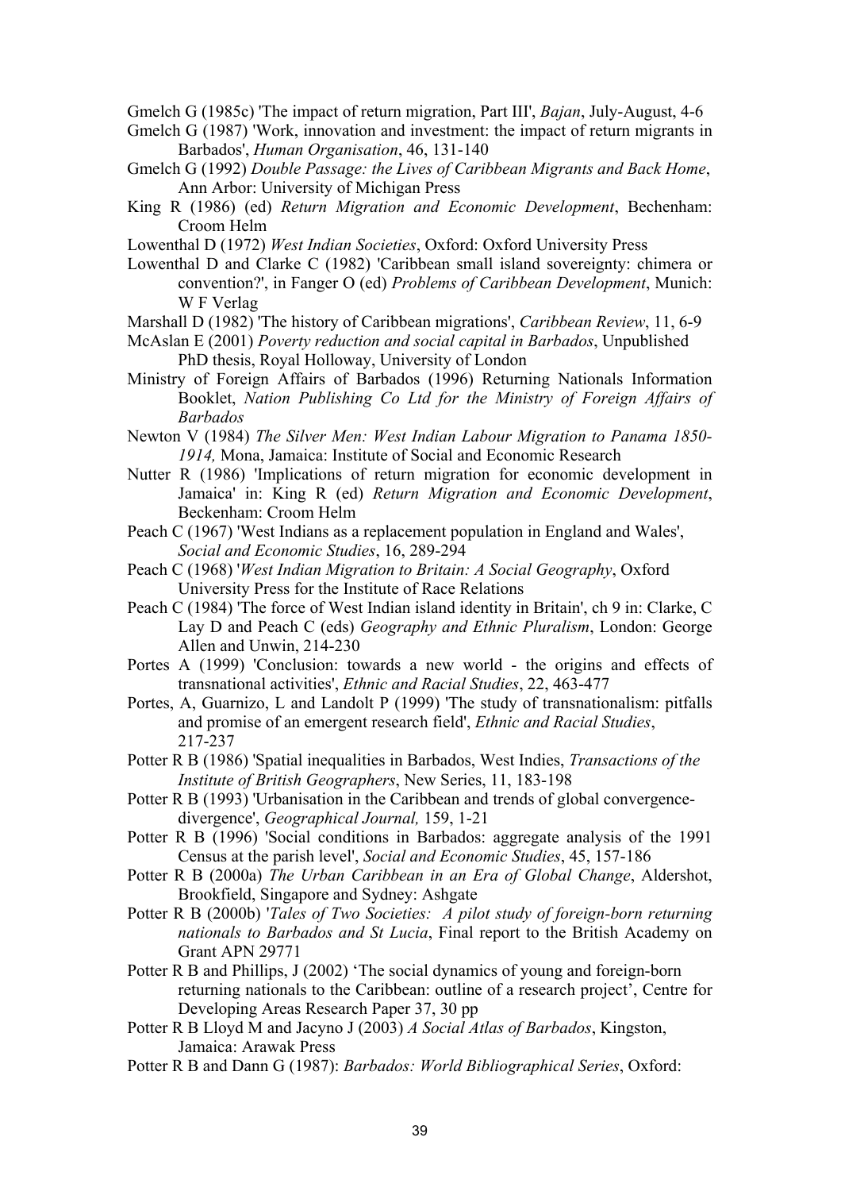Gmelch G (1985c) 'The impact of return migration, Part III', *Bajan*, July-August, 4-6

Gmelch G (1987) 'Work, innovation and investment: the impact of return migrants in Barbados', *Human Organisation*, 46, 131-140

Gmelch G (1992) *Double Passage: the Lives of Caribbean Migrants and Back Home*, Ann Arbor: University of Michigan Press

King R (1986) (ed) *Return Migration and Economic Development*, Bechenham: Croom Helm

Lowenthal D (1972) *West Indian Societies*, Oxford: Oxford University Press

Lowenthal D and Clarke C (1982) 'Caribbean small island sovereignty: chimera or convention?', in Fanger O (ed) *Problems of Caribbean Development*, Munich: W F Verlag

Marshall D (1982) 'The history of Caribbean migrations', *Caribbean Review*, 11, 6-9

McAslan E (2001) *Poverty reduction and social capital in Barbados*, Unpublished PhD thesis, Royal Holloway, University of London

Ministry of Foreign Affairs of Barbados (1996) Returning Nationals Information Booklet, *Nation Publishing Co Ltd for the Ministry of Foreign Affairs of Barbados*

Newton V (1984) *The Silver Men: West Indian Labour Migration to Panama 1850-1914,* Mona, Jamaica: Institute of Social and Economic Research

Nutter R (1986) 'Implications of return migration for economic development in Jamaica' in: King R (ed) *Return Migration and Economic Development*, Beckenham: Croom Helm

Peach C (1967) 'West Indians as a replacement population in England and Wales', *Social and Economic Studies*, 16, 289-294

Peach C (1968) '*West Indian Migration to Britain: A Social Geography*, Oxford University Press for the Institute of Race Relations

Peach C (1984) 'The force of West Indian island identity in Britain', ch 9 in: Clarke, C Lay D and Peach C (eds) *Geography and Ethnic Pluralism*, London: George Allen and Unwin, 214-230

Portes A (1999) 'Conclusion: towards a new world - the origins and effects of transnational activities', *Ethnic and Racial Studies*, 22, 463-477

Portes, A, Guarnizo, L and Landolt P (1999) 'The study of transnationalism: pitfalls and promise of an emergent research field', *Ethnic and Racial Studies*, 217-237

Potter R B (1986) 'Spatial inequalities in Barbados, West Indies, *Transactions of the Institute of British Geographers*, New Series, 11, 183-198

Potter R B (1993) 'Urbanisation in the Caribbean and trends of global convergence-divergence', *Geographical Journal,* 159, 1-21

Potter R B (1996) 'Social conditions in Barbados: aggregate analysis of the 1991 Census at the parish level', *Social and Economic Studies*, 45, 157-186

Potter R B (2000a) *The Urban Caribbean in an Era of Global Change*, Aldershot, Brookfield, Singapore and Sydney: Ashgate

Potter R B (2000b) '*Tales of Two Societies: A pilot study of foreign-born returning nationals to Barbados and St Lucia*, Final report to the British Academy on Grant APN 29771

Potter R B and Phillips, J (2002) 'The social dynamics of young and foreign-born returning nationals to the Caribbean: outline of a research project', Centre for Developing Areas Research Paper 37, 30 pp

Potter R B Lloyd M and Jacyno J (2003) *A Social Atlas of Barbados*, Kingston, Jamaica: Arawak Press

Potter R B and Dann G (1987): *Barbados: World Bibliographical Series*, Oxford: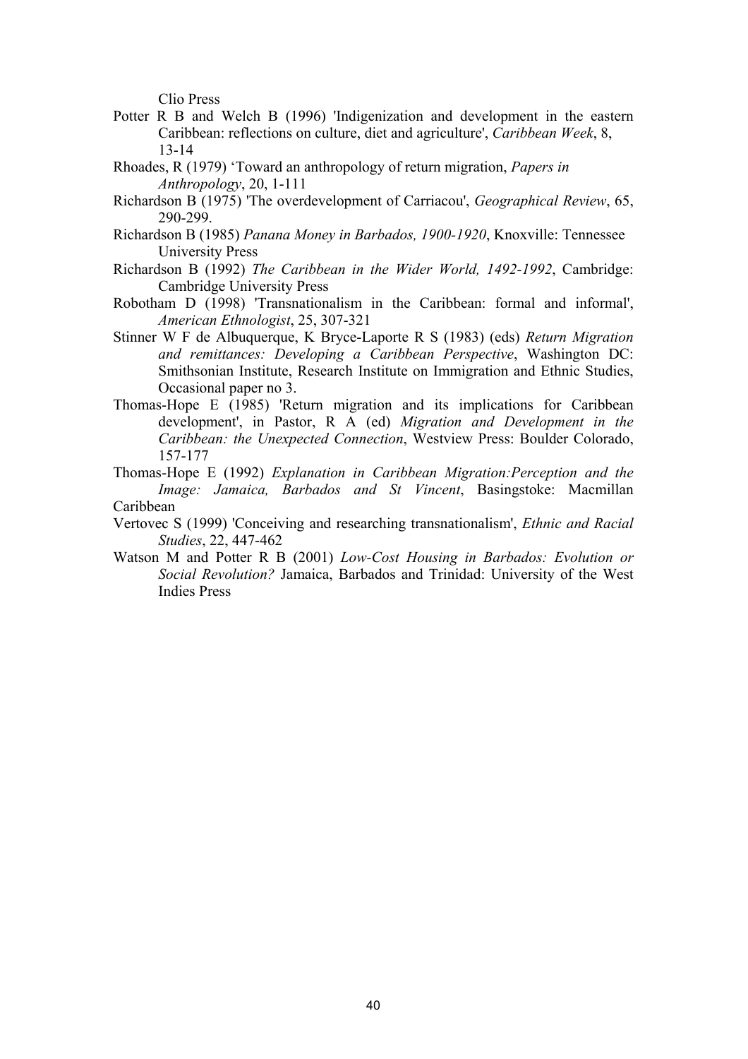Clio Press

Potter R B and Welch B (1996) 'Indigenization and development in the eastern Caribbean: reflections on culture, diet and agriculture', *Caribbean Week*, 8, 13-14

Rhoades, R (1979) 'Toward an anthropology of return migration, *Papers in Anthropology*, 20, 1-111

Richardson B (1975) 'The overdevelopment of Carriacou', *Geographical Review*, 65, 290-299.

Richardson B (1985) *Panana Money in Barbados, 1900-1920*, Knoxville: Tennessee University Press

Richardson B (1992) *The Caribbean in the Wider World, 1492-1992*, Cambridge: Cambridge University Press

Robotham D (1998) 'Transnationalism in the Caribbean: formal and informal', *American Ethnologist*, 25, 307-321

Stinner W F de Albuquerque, K Bryce-Laporte R S (1983) (eds) *Return Migration and remittances: Developing a Caribbean Perspective*, Washington DC: Smithsonian Institute, Research Institute on Immigration and Ethnic Studies, Occasional paper no 3.

Thomas-Hope E (1985) 'Return migration and its implications for Caribbean development', in Pastor, R A (ed) *Migration and Development in the Caribbean: the Unexpected Connection*, Westview Press: Boulder Colorado, 157-177

Thomas-Hope E (1992) *Explanation in Caribbean Migration:Perception and the Image: Jamaica, Barbados and St Vincent*, Basingstoke: Macmillan Caribbean

Vertovec S (1999) 'Conceiving and researching transnationalism', *Ethnic and Racial Studies*, 22, 447-462

Watson M and Potter R B (2001) *Low-Cost Housing in Barbados: Evolution or Social Revolution?* Jamaica, Barbados and Trinidad: University of the West Indies Press